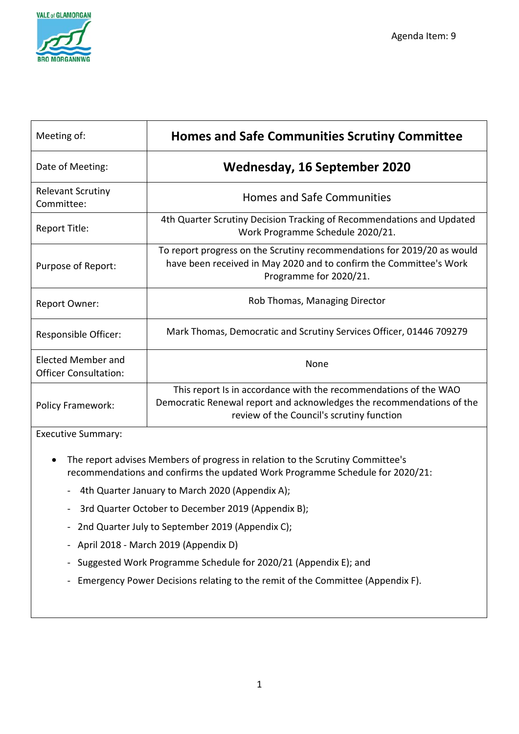Agenda Item: 9

| Meeting of: | **Homes and Safe Communities Scrutiny Committee** |
|---|---|
| Date of Meeting: | **Wednesday, 16 September 2020** |
| Relevant Scrutiny Committee: | Homes and Safe Communities |
| Report Title: | 4th Quarter Scrutiny Decision Tracking of Recommendations and Updated Work Programme Schedule 2020/21. |
| Purpose of Report: | To report progress on the Scrutiny recommendations for 2019/20 as would have been received in May 2020 and to confirm the Committee's Work Programme for 2020/21. |
| Report Owner: | Rob Thomas, Managing Director |
| Responsible Officer: | Mark Thomas, Democratic and Scrutiny Services Officer, 01446 709279 |
| Elected Member and Officer Consultation: | None |
| Policy Framework: | This report Is in accordance with the recommendations of the WAO Democratic Renewal report and acknowledges the recommendations of the review of the Council's scrutiny function |

Executive Summary:

- The report advises Members of progress in relation to the Scrutiny Committee's recommendations and confirms the updated Work Programme Schedule for 2020/21:
  - 4th Quarter January to March 2020 (Appendix A);
  - 3rd Quarter October to December 2019 (Appendix B);
  - 2nd Quarter July to September 2019 (Appendix C);
  - April 2018 - March 2019 (Appendix D)
  - Suggested Work Programme Schedule for 2020/21 (Appendix E); and
  - Emergency Power Decisions relating to the remit of the Committee (Appendix F).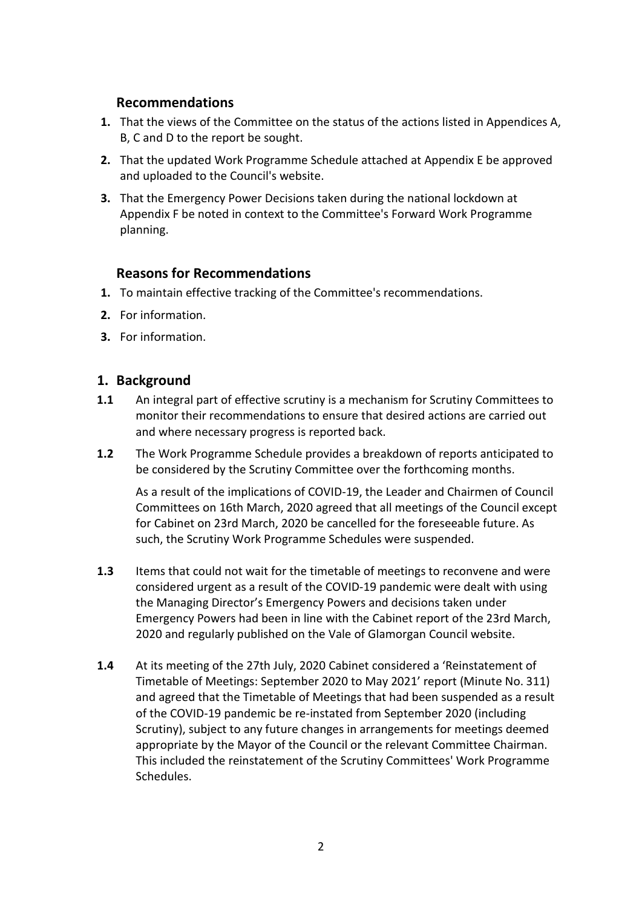## Recommendations

1. That the views of the Committee on the status of the actions listed in Appendices A, B, C and D to the report be sought.
2. That the updated Work Programme Schedule attached at Appendix E be approved and uploaded to the Council's website.
3. That the Emergency Power Decisions taken during the national lockdown at Appendix F be noted in context to the Committee's Forward Work Programme planning.

## Reasons for Recommendations

1. To maintain effective tracking of the Committee's recommendations.
2. For information.
3. For information.

## 1. Background

**1.1** An integral part of effective scrutiny is a mechanism for Scrutiny Committees to monitor their recommendations to ensure that desired actions are carried out and where necessary progress is reported back.

**1.2** The Work Programme Schedule provides a breakdown of reports anticipated to be considered by the Scrutiny Committee over the forthcoming months.

As a result of the implications of COVID-19, the Leader and Chairmen of Council Committees on 16th March, 2020 agreed that all meetings of the Council except for Cabinet on 23rd March, 2020 be cancelled for the foreseeable future. As such, the Scrutiny Work Programme Schedules were suspended.

**1.3** Items that could not wait for the timetable of meetings to reconvene and were considered urgent as a result of the COVID-19 pandemic were dealt with using the Managing Director's Emergency Powers and decisions taken under Emergency Powers had been in line with the Cabinet report of the 23rd March, 2020 and regularly published on the Vale of Glamorgan Council website.

**1.4** At its meeting of the 27th July, 2020 Cabinet considered a 'Reinstatement of Timetable of Meetings: September 2020 to May 2021' report (Minute No. 311) and agreed that the Timetable of Meetings that had been suspended as a result of the COVID-19 pandemic be re-instated from September 2020 (including Scrutiny), subject to any future changes in arrangements for meetings deemed appropriate by the Mayor of the Council or the relevant Committee Chairman. This included the reinstatement of the Scrutiny Committees' Work Programme Schedules.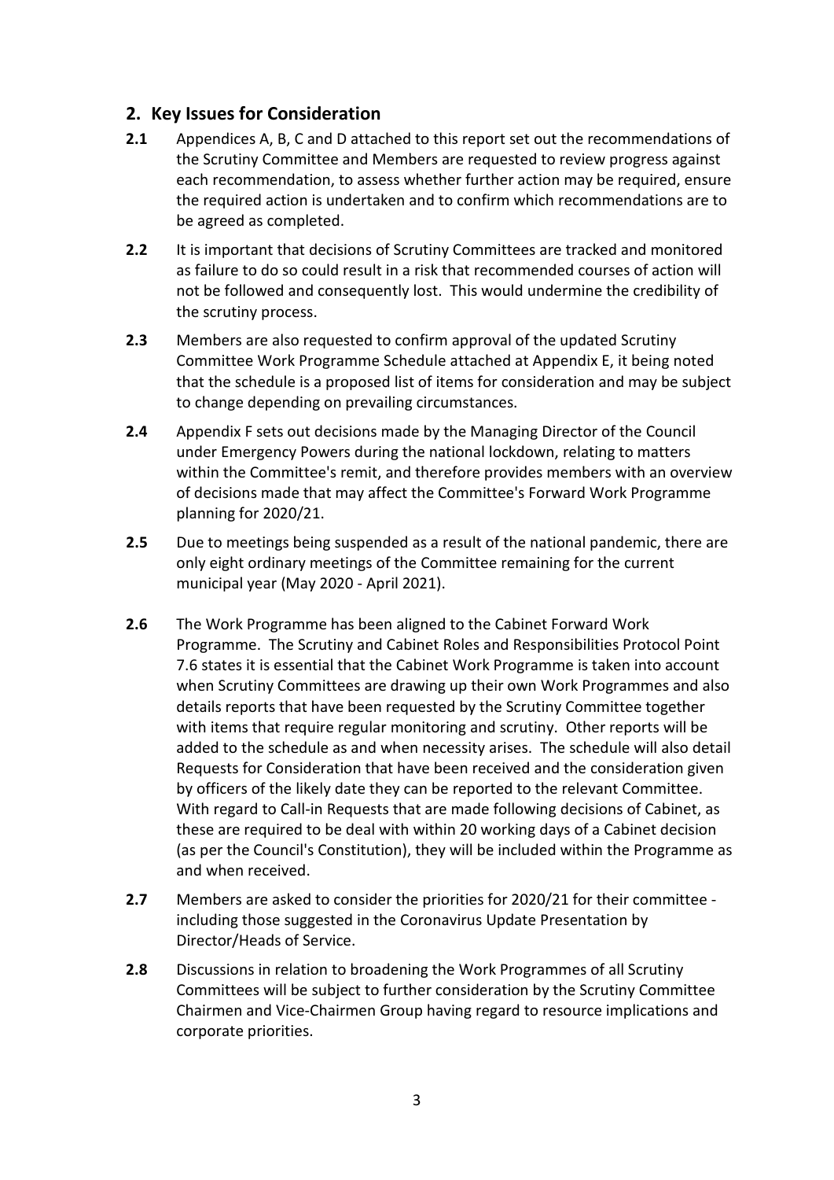## 2. Key Issues for Consideration

**2.1** Appendices A, B, C and D attached to this report set out the recommendations of the Scrutiny Committee and Members are requested to review progress against each recommendation, to assess whether further action may be required, ensure the required action is undertaken and to confirm which recommendations are to be agreed as completed.

**2.2** It is important that decisions of Scrutiny Committees are tracked and monitored as failure to do so could result in a risk that recommended courses of action will not be followed and consequently lost. This would undermine the credibility of the scrutiny process.

**2.3** Members are also requested to confirm approval of the updated Scrutiny Committee Work Programme Schedule attached at Appendix E, it being noted that the schedule is a proposed list of items for consideration and may be subject to change depending on prevailing circumstances.

**2.4** Appendix F sets out decisions made by the Managing Director of the Council under Emergency Powers during the national lockdown, relating to matters within the Committee's remit, and therefore provides members with an overview of decisions made that may affect the Committee's Forward Work Programme planning for 2020/21.

**2.5** Due to meetings being suspended as a result of the national pandemic, there are only eight ordinary meetings of the Committee remaining for the current municipal year (May 2020 - April 2021).

**2.6** The Work Programme has been aligned to the Cabinet Forward Work Programme. The Scrutiny and Cabinet Roles and Responsibilities Protocol Point 7.6 states it is essential that the Cabinet Work Programme is taken into account when Scrutiny Committees are drawing up their own Work Programmes and also details reports that have been requested by the Scrutiny Committee together with items that require regular monitoring and scrutiny. Other reports will be added to the schedule as and when necessity arises. The schedule will also detail Requests for Consideration that have been received and the consideration given by officers of the likely date they can be reported to the relevant Committee. With regard to Call-in Requests that are made following decisions of Cabinet, as these are required to be deal with within 20 working days of a Cabinet decision (as per the Council's Constitution), they will be included within the Programme as and when received.

**2.7** Members are asked to consider the priorities for 2020/21 for their committee - including those suggested in the Coronavirus Update Presentation by Director/Heads of Service.

**2.8** Discussions in relation to broadening the Work Programmes of all Scrutiny Committees will be subject to further consideration by the Scrutiny Committee Chairmen and Vice-Chairmen Group having regard to resource implications and corporate priorities.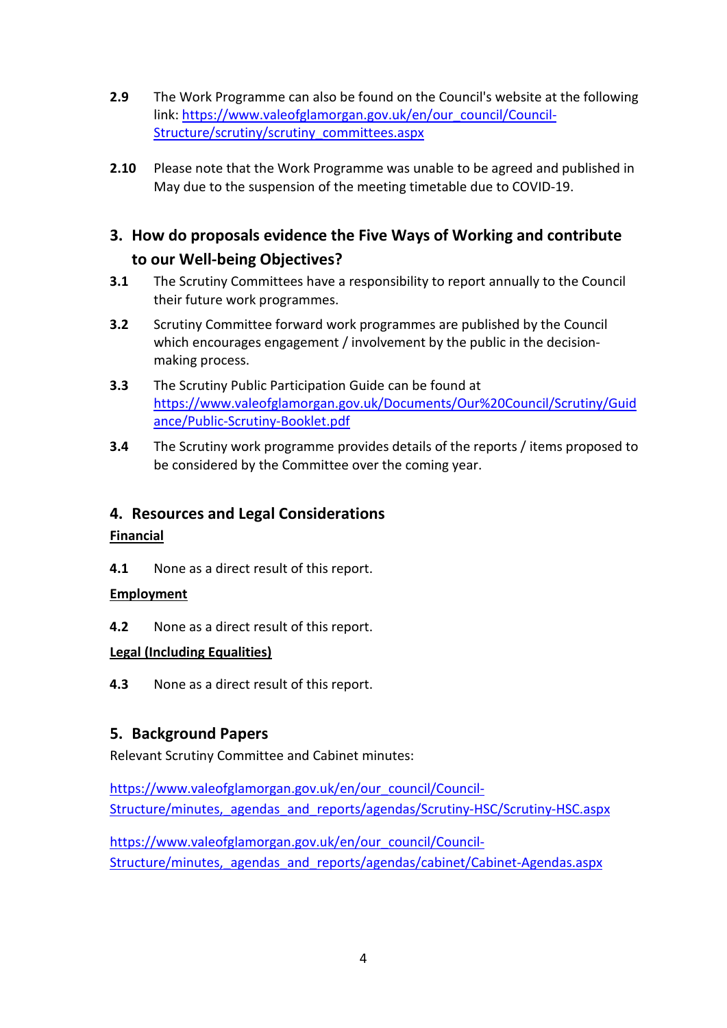**2.9** The Work Programme can also be found on the Council's website at the following link: https://www.valeofglamorgan.gov.uk/en/our_council/Council-Structure/scrutiny/scrutiny_committees.aspx

**2.10** Please note that the Work Programme was unable to be agreed and published in May due to the suspension of the meeting timetable due to COVID-19.

## 3. How do proposals evidence the Five Ways of Working and contribute to our Well-being Objectives?

**3.1** The Scrutiny Committees have a responsibility to report annually to the Council their future work programmes.

**3.2** Scrutiny Committee forward work programmes are published by the Council which encourages engagement / involvement by the public in the decision-making process.

**3.3** The Scrutiny Public Participation Guide can be found at https://www.valeofglamorgan.gov.uk/Documents/Our%20Council/Scrutiny/Guidance/Public-Scrutiny-Booklet.pdf

**3.4** The Scrutiny work programme provides details of the reports / items proposed to be considered by the Committee over the coming year.

## 4. Resources and Legal Considerations

**Financial**

**4.1** None as a direct result of this report.

**Employment**

**4.2** None as a direct result of this report.

**Legal (Including Equalities)**

**4.3** None as a direct result of this report.

## 5. Background Papers

Relevant Scrutiny Committee and Cabinet minutes:

https://www.valeofglamorgan.gov.uk/en/our_council/Council-Structure/minutes,_agendas_and_reports/agendas/Scrutiny-HSC/Scrutiny-HSC.aspx

https://www.valeofglamorgan.gov.uk/en/our_council/Council-Structure/minutes,_agendas_and_reports/agendas/cabinet/Cabinet-Agendas.aspx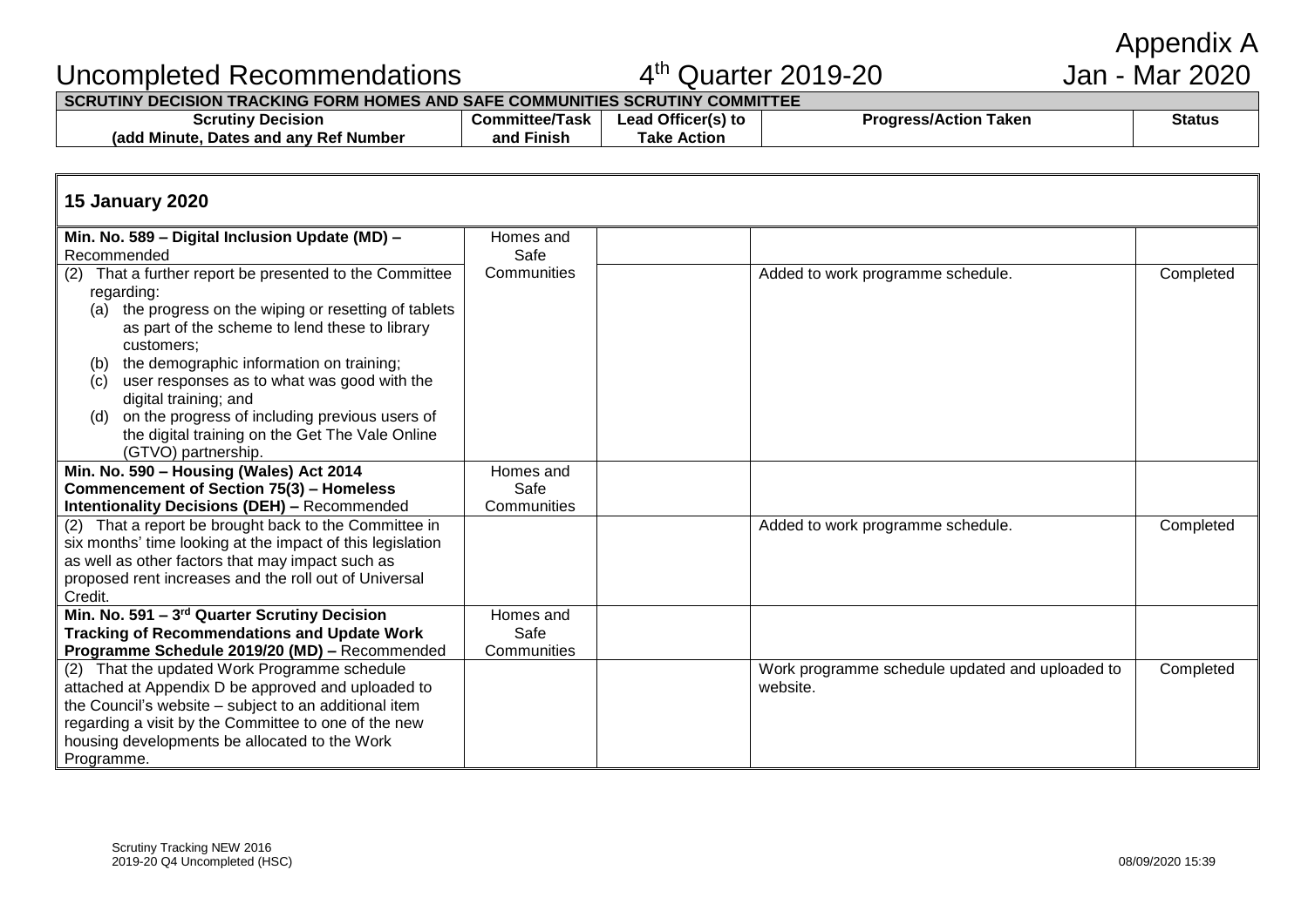Appendix A

# Uncompleted Recommendations 4th Quarter 2019-20 Jan - Mar 2020

| SCRUTINY DECISION TRACKING FORM HOMES AND SAFE COMMUNITIES SCRUTINY COMMITTEE | | | | |
|---|---|---|---|---|
| **Scrutiny Decision (add Minute, Dates and any Ref Number** | **Committee/Task and Finish** | **Lead Officer(s) to Take Action** | **Progress/Action Taken** | **Status** |

## 15 January 2020

| | | | | |
|---|---|---|---|---|
| **Min. No. 589 – Digital Inclusion Update (MD) –** Recommended | Homes and Safe Communities | | | |
| (2) That a further report be presented to the Committee regarding:<br>(a) the progress on the wiping or resetting of tablets as part of the scheme to lend these to library customers;<br>(b) the demographic information on training;<br>(c) user responses as to what was good with the digital training; and<br>(d) on the progress of including previous users of the digital training on the Get The Vale Online (GTVO) partnership. | | | Added to work programme schedule. | Completed |
| **Min. No. 590 – Housing (Wales) Act 2014 Commencement of Section 75(3) – Homeless Intentionality Decisions (DEH) –** Recommended | Homes and Safe Communities | | | |
| (2) That a report be brought back to the Committee in six months' time looking at the impact of this legislation as well as other factors that may impact such as proposed rent increases and the roll out of Universal Credit. | | | Added to work programme schedule. | Completed |
| **Min. No. 591 – 3rd Quarter Scrutiny Decision Tracking of Recommendations and Update Work Programme Schedule 2019/20 (MD) –** Recommended | Homes and Safe Communities | | | |
| (2) That the updated Work Programme schedule attached at Appendix D be approved and uploaded to the Council's website – subject to an additional item regarding a visit by the Committee to one of the new housing developments be allocated to the Work Programme. | | | Work programme schedule updated and uploaded to website. | Completed |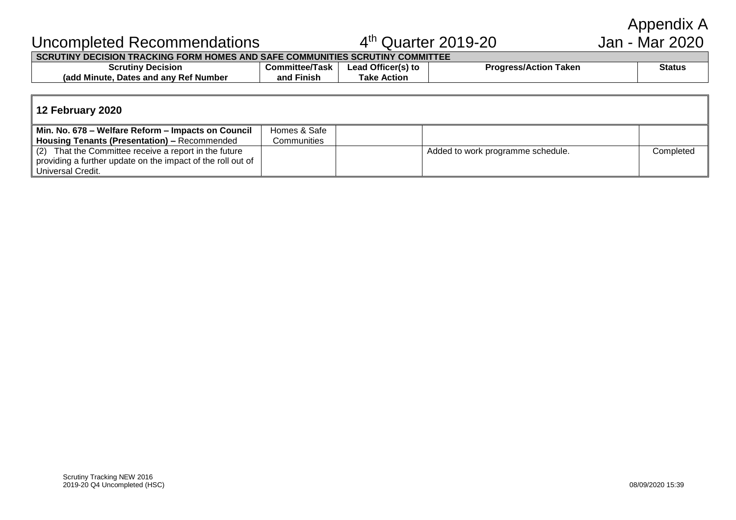Appendix A

# Uncompleted Recommendations 4th Quarter 2019-20 Jan - Mar 2020

| SCRUTINY DECISION TRACKING FORM HOMES AND SAFE COMMUNITIES SCRUTINY COMMITTEE | | | | |
|---|---|---|---|---|
| **Scrutiny Decision (add Minute, Dates and any Ref Number** | **Committee/Task and Finish** | **Lead Officer(s) to Take Action** | **Progress/Action Taken** | **Status** |

## 12 February 2020

| | | | | |
|---|---|---|---|---|
| **Min. No. 678 – Welfare Reform – Impacts on Council Housing Tenants (Presentation) –** Recommended | Homes & Safe Communities | | | |
| (2) That the Committee receive a report in the future providing a further update on the impact of the roll out of Universal Credit. | | | Added to work programme schedule. | Completed |

Scrutiny Tracking NEW 2016
2019-20 Q4 Uncompleted (HSC)

08/09/2020 15:39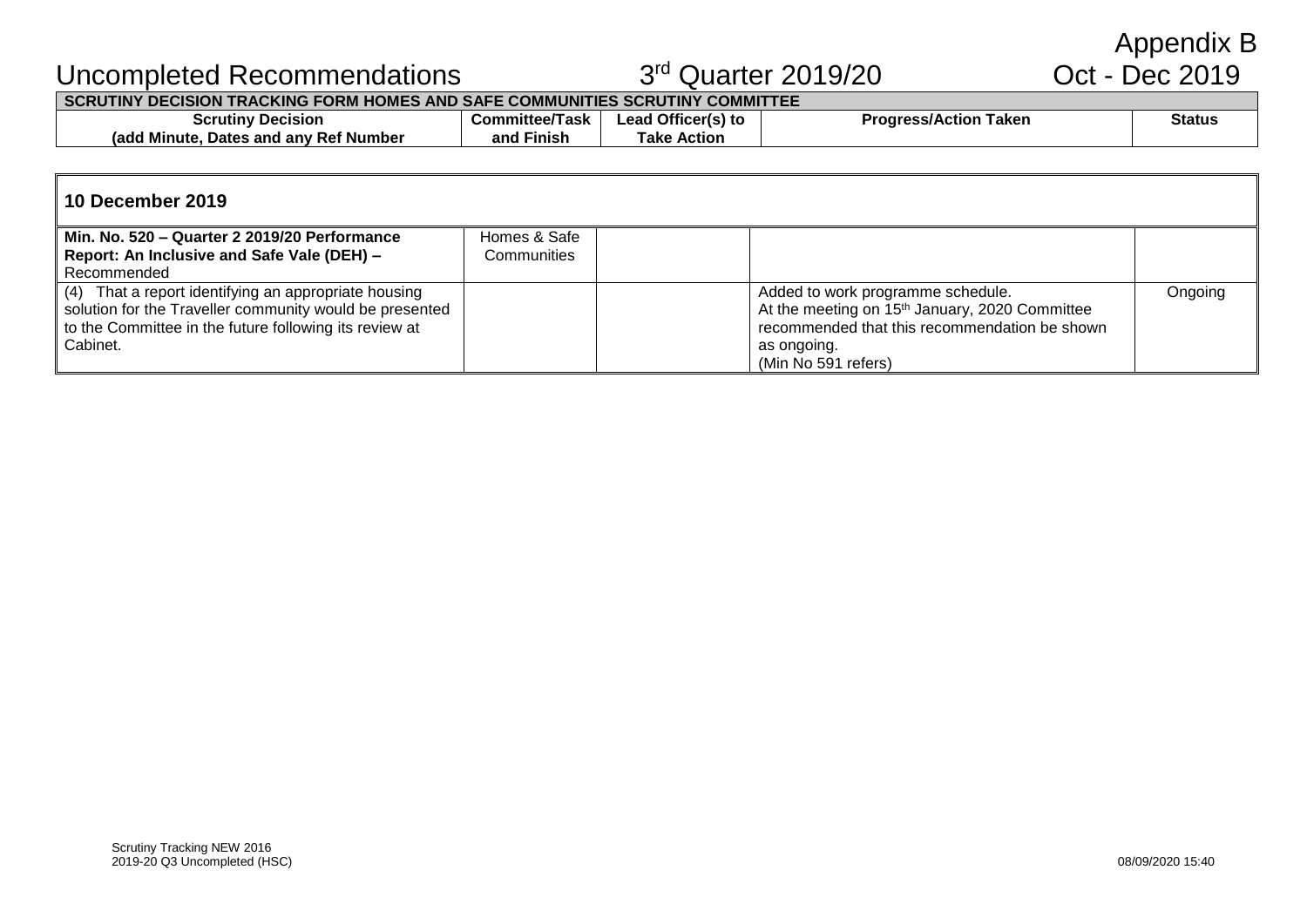Appendix B

# Uncompleted Recommendations 3rd Quarter 2019/20 Oct - Dec 2019

| SCRUTINY DECISION TRACKING FORM HOMES AND SAFE COMMUNITIES SCRUTINY COMMITTEE | | | | |
|---|---|---|---|---|
| **Scrutiny Decision (add Minute, Dates and any Ref Number** | **Committee/Task and Finish** | **Lead Officer(s) to Take Action** | **Progress/Action Taken** | **Status** |
| **10 December 2019** | | | | |
| **Min. No. 520 – Quarter 2 2019/20 Performance Report: An Inclusive and Safe Vale (DEH) –** Recommended | Homes & Safe Communities | | | |
| (4) That a report identifying an appropriate housing solution for the Traveller community would be presented to the Committee in the future following its review at Cabinet. | | | Added to work programme schedule. At the meeting on 15th January, 2020 Committee recommended that this recommendation be shown as ongoing. (Min No 591 refers) | Ongoing |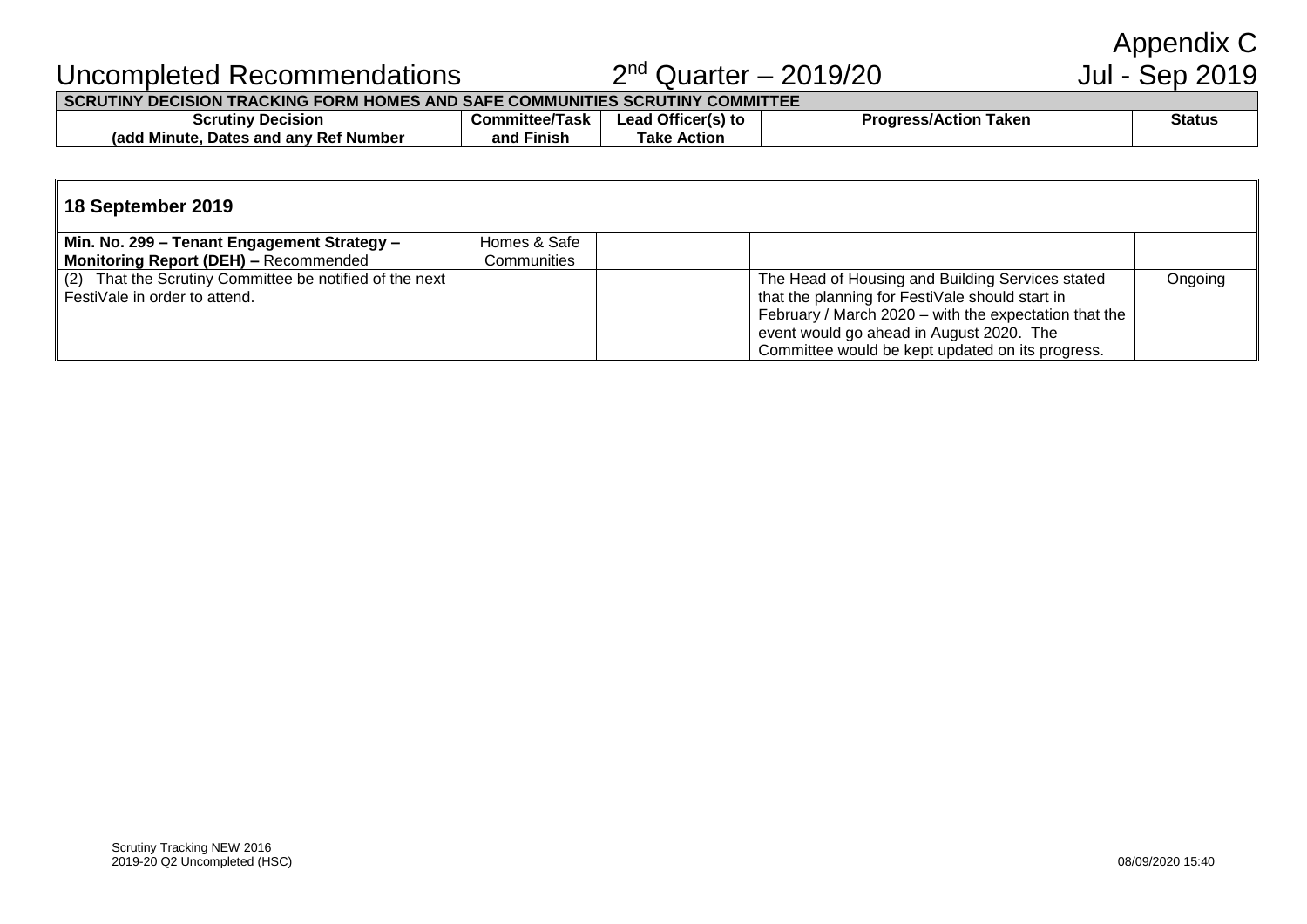# Appendix C

## Uncompleted Recommendations — 2nd Quarter – 2019/20 — Jul - Sep 2019

| SCRUTINY DECISION TRACKING FORM HOMES AND SAFE COMMUNITIES SCRUTINY COMMITTEE | | | | |
|---|---|---|---|---|
| **Scrutiny Decision (add Minute, Dates and any Ref Number** | **Committee/Task and Finish** | **Lead Officer(s) to Take Action** | **Progress/Action Taken** | **Status** |

| **18 September 2019** | | | | |
|---|---|---|---|---|
| **Min. No. 299 – Tenant Engagement Strategy – Monitoring Report (DEH) –** Recommended | Homes & Safe Communities | | | |
| (2) That the Scrutiny Committee be notified of the next FestiVale in order to attend. | | | The Head of Housing and Building Services stated that the planning for FestiVale should start in February / March 2020 – with the expectation that the event would go ahead in August 2020. The Committee would be kept updated on its progress. | Ongoing |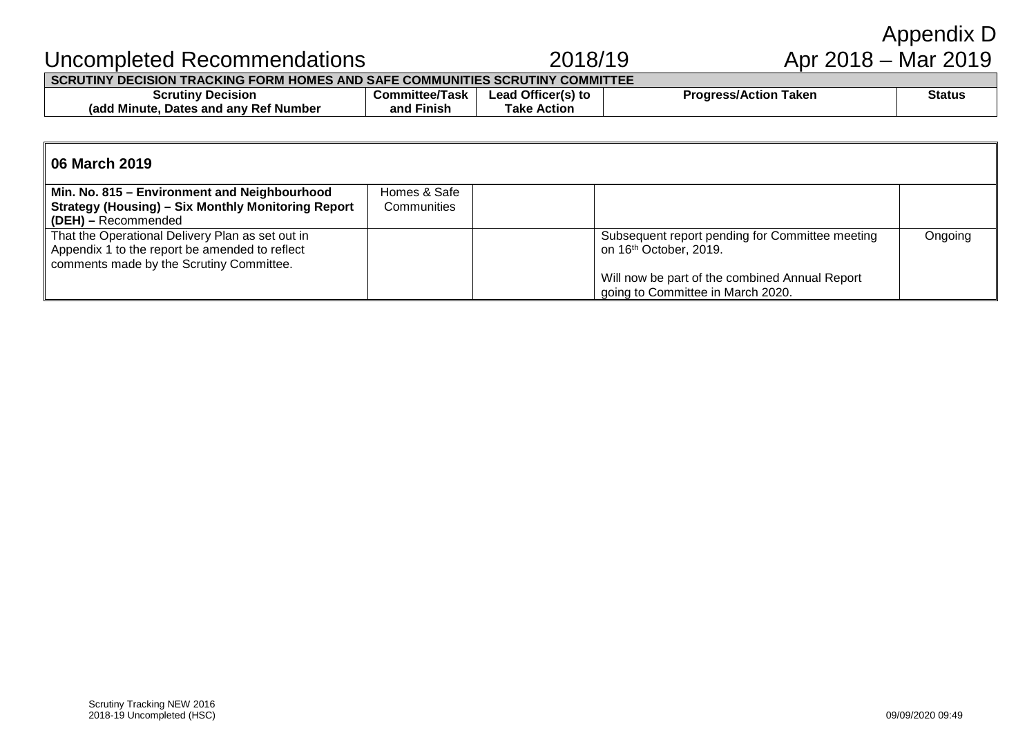Appendix D

# Uncompleted Recommendations 2018/19 Apr 2018 – Mar 2019

| SCRUTINY DECISION TRACKING FORM HOMES AND SAFE COMMUNITIES SCRUTINY COMMITTEE | | | | |
|---|---|---|---|---|
| **Scrutiny Decision (add Minute, Dates and any Ref Number** | **Committee/Task and Finish** | **Lead Officer(s) to Take Action** | **Progress/Action Taken** | **Status** |
| **06 March 2019** | | | | |
| **Min. No. 815 – Environment and Neighbourhood Strategy (Housing) – Six Monthly Monitoring Report (DEH) –** Recommended | Homes & Safe Communities | | | |
| That the Operational Delivery Plan as set out in Appendix 1 to the report be amended to reflect comments made by the Scrutiny Committee. | | | Subsequent report pending for Committee meeting on 16th October, 2019. Will now be part of the combined Annual Report going to Committee in March 2020. | Ongoing |

Scrutiny Tracking NEW 2016
2018-19 Uncompleted (HSC)
09/09/2020 09:49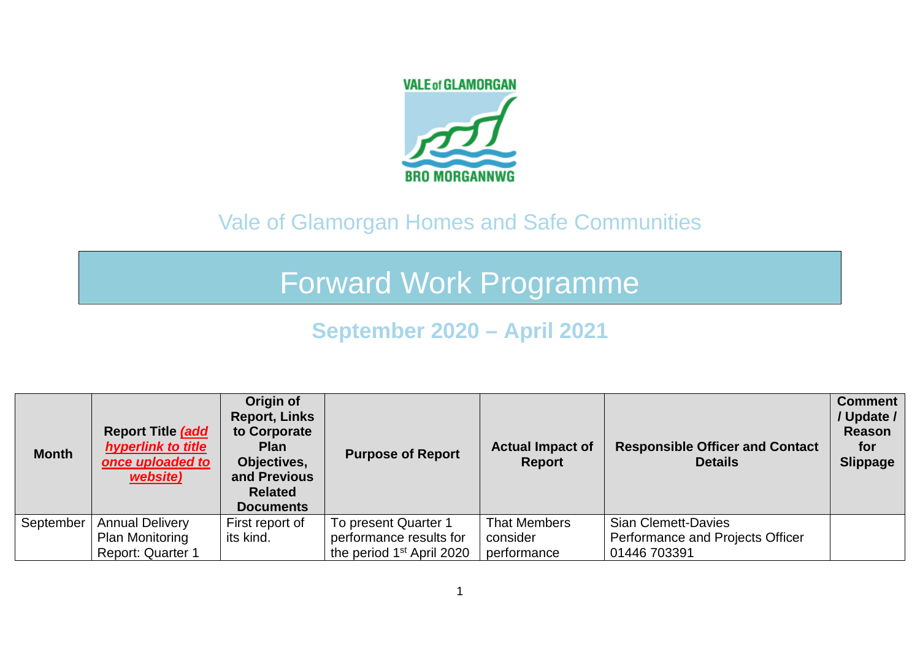Vale of Glamorgan Homes and Safe Communities

# Forward Work Programme

## September 2020 – April 2021

| Month | Report Title ***(add hyperlink to title once uploaded to website)*** | Origin of Report, Links to Corporate Plan Objectives, and Previous Related Documents | Purpose of Report | Actual Impact of Report | Responsible Officer and Contact Details | Comment / Update / Reason for Slippage |
|---|---|---|---|---|---|---|
| September | Annual Delivery Plan Monitoring Report: Quarter 1 | First report of its kind. | To present Quarter 1 performance results for the period 1st April 2020 | That Members consider performance | Sian Clemett-Davies<br>Performance and Projects Officer<br>01446 703391 | |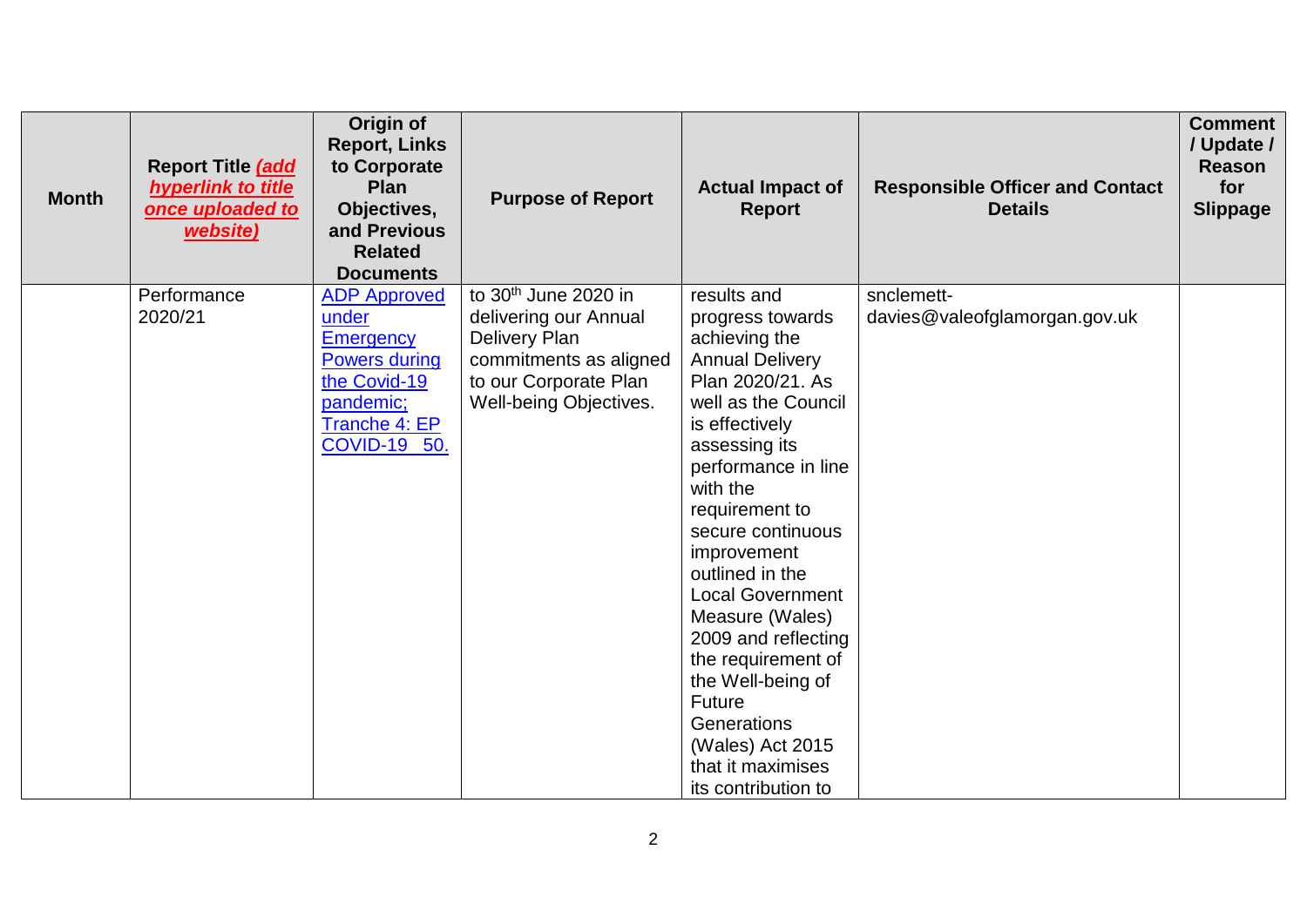| Month | Report Title *(add hyperlink to title once uploaded to website)* | Origin of Report, Links to Corporate Plan Objectives, and Previous Related Documents | Purpose of Report | Actual Impact of Report | Responsible Officer and Contact Details | Comment / Update / Reason for Slippage |
|---|---|---|---|---|---|---|
| | Performance 2020/21 | ADP Approved under Emergency Powers during the Covid-19 pandemic; Tranche 4: EP COVID-19 50. | to 30th June 2020 in delivering our Annual Delivery Plan commitments as aligned to our Corporate Plan Well-being Objectives. | results and progress towards achieving the Annual Delivery Plan 2020/21. As well as the Council is effectively assessing its performance in line with the requirement to secure continuous improvement outlined in the Local Government Measure (Wales) 2009 and reflecting the requirement of the Well-being of Future Generations (Wales) Act 2015 that it maximises its contribution to | snclemett-davies@valeofglamorgan.gov.uk | |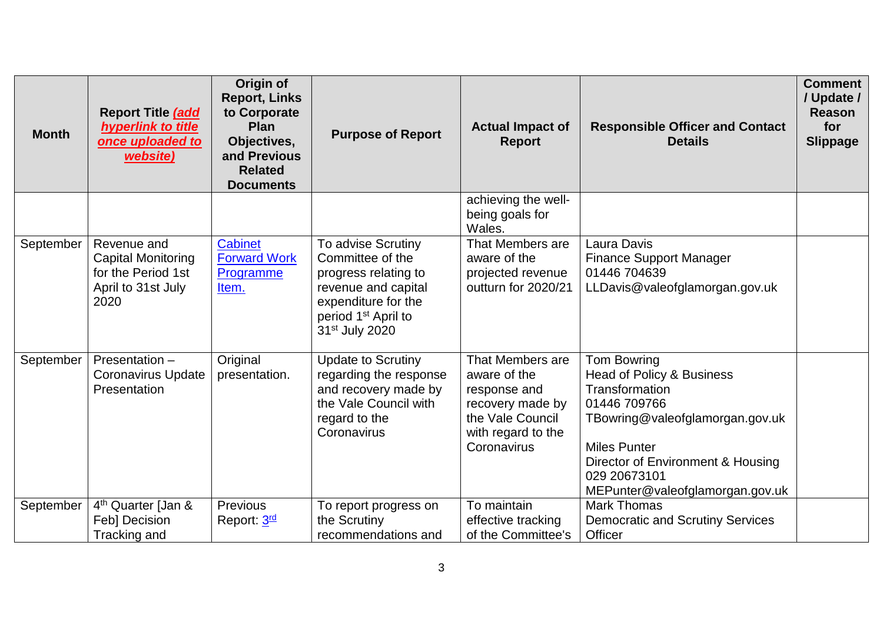| Month | Report Title *(add hyperlink to title once uploaded to website)* | Origin of Report, Links to Corporate Plan Objectives, and Previous Related Documents | Purpose of Report | Actual Impact of Report | Responsible Officer and Contact Details | Comment / Update / Reason for Slippage |
|---|---|---|---|---|---|---|
| | | | | achieving the well-being goals for Wales. | | |
| September | Revenue and Capital Monitoring for the Period 1st April to 31st July 2020 | Cabinet Forward Work Programme Item. | To advise Scrutiny Committee of the progress relating to revenue and capital expenditure for the period 1st April to 31st July 2020 | That Members are aware of the projected revenue outturn for 2020/21 | Laura Davis<br>Finance Support Manager<br>01446 704639<br>LLDavis@valeofglamorgan.gov.uk | |
| September | Presentation – Coronavirus Update Presentation | Original presentation. | Update to Scrutiny regarding the response and recovery made by the Vale Council with regard to the Coronavirus | That Members are aware of the response and recovery made by the Vale Council with regard to the Coronavirus | Tom Bowring<br>Head of Policy & Business Transformation<br>01446 709766<br>TBowring@valeofglamorgan.gov.uk<br><br>Miles Punter<br>Director of Environment & Housing<br>029 20673101<br>MEPunter@valeofglamorgan.gov.uk | |
| September | 4th Quarter [Jan & Feb] Decision Tracking and | Previous Report: 3rd | To report progress on the Scrutiny recommendations and | To maintain effective tracking of the Committee's | Mark Thomas<br>Democratic and Scrutiny Services Officer | |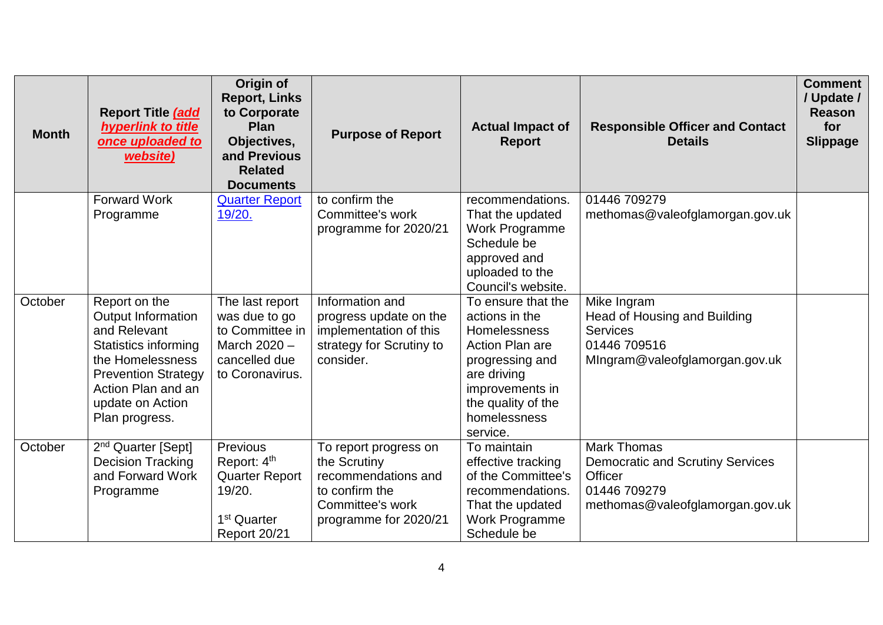| Month | Report Title *(add hyperlink to title once uploaded to website)* | Origin of Report, Links to Corporate Plan Objectives, and Previous Related Documents | Purpose of Report | Actual Impact of Report | Responsible Officer and Contact Details | Comment / Update / Reason for Slippage |
|---|---|---|---|---|---|---|
| | Forward Work Programme | Quarter Report 19/20. | to confirm the Committee's work programme for 2020/21 | recommendations. That the updated Work Programme Schedule be approved and uploaded to the Council's website. | 01446 709279<br>methomas@valeofglamorgan.gov.uk | |
| October | Report on the Output Information and Relevant Statistics informing the Homelessness Prevention Strategy Action Plan and an update on Action Plan progress. | The last report was due to go to Committee in March 2020 – cancelled due to Coronavirus. | Information and progress update on the implementation of this strategy for Scrutiny to consider. | To ensure that the actions in the Homelessness Action Plan are progressing and are driving improvements in the quality of the homelessness service. | Mike Ingram<br>Head of Housing and Building Services<br>01446 709516<br>MIngram@valeofglamorgan.gov.uk | |
| October | 2nd Quarter [Sept] Decision Tracking and Forward Work Programme | Previous Report: 4th Quarter Report 19/20.<br><br>1st Quarter Report 20/21 | To report progress on the Scrutiny recommendations and to confirm the Committee's work programme for 2020/21 | To maintain effective tracking of the Committee's recommendations. That the updated Work Programme Schedule be | Mark Thomas<br>Democratic and Scrutiny Services Officer<br>01446 709279<br>methomas@valeofglamorgan.gov.uk | |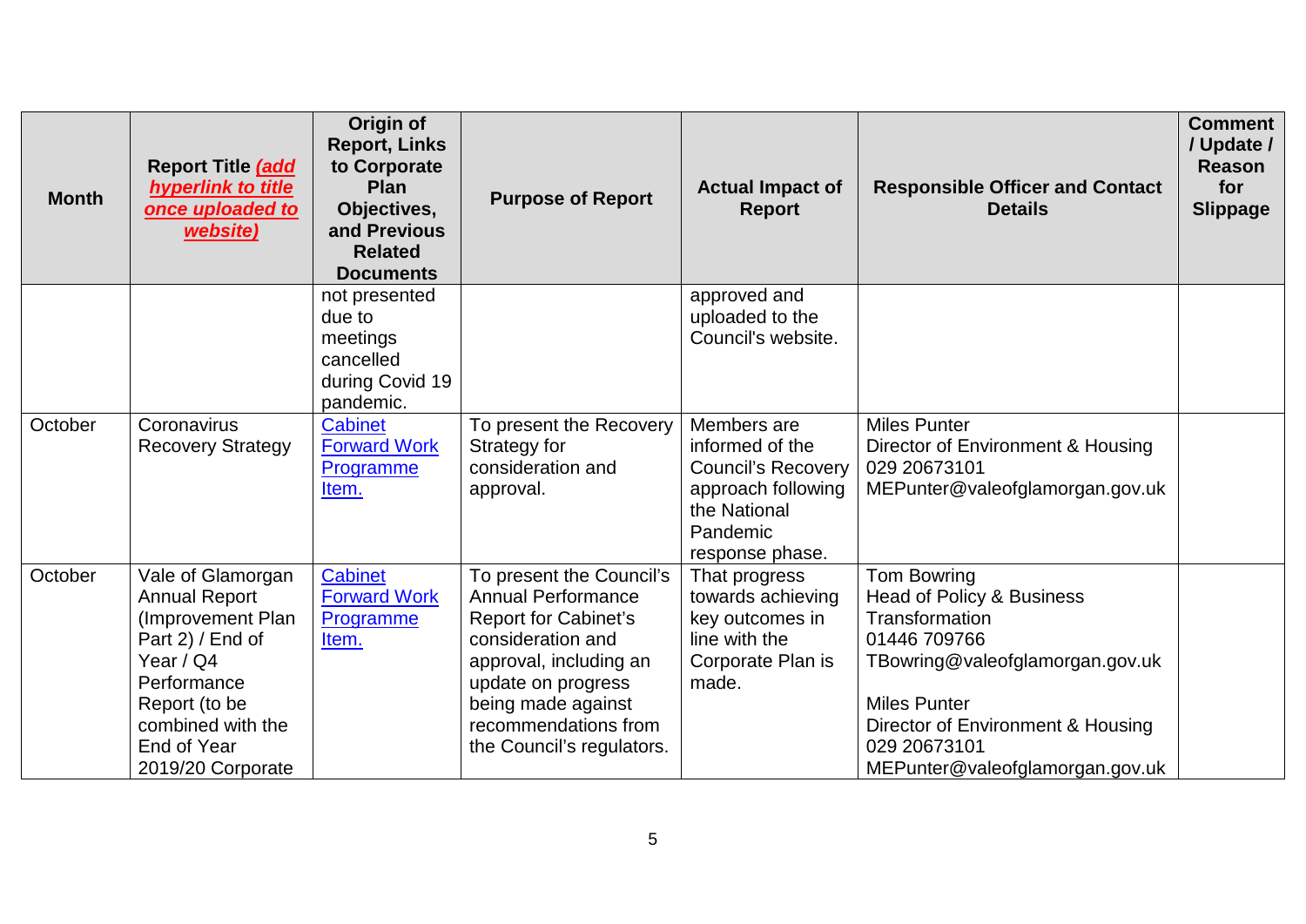| Month | Report Title *(add hyperlink to title once uploaded to website)* | Origin of Report, Links to Corporate Plan Objectives, and Previous Related Documents | Purpose of Report | Actual Impact of Report | Responsible Officer and Contact Details | Comment / Update / Reason for Slippage |
|---|---|---|---|---|---|---|
| | | not presented due to meetings cancelled during Covid 19 pandemic. | | approved and uploaded to the Council's website. | | |
| October | Coronavirus Recovery Strategy | Cabinet Forward Work Programme Item. | To present the Recovery Strategy for consideration and approval. | Members are informed of the Council's Recovery approach following the National Pandemic response phase. | Miles Punter<br>Director of Environment & Housing<br>029 20673101<br>MEPunter@valeofglamorgan.gov.uk | |
| October | Vale of Glamorgan Annual Report (Improvement Plan Part 2) / End of Year / Q4 Performance Report (to be combined with the End of Year 2019/20 Corporate | Cabinet Forward Work Programme Item. | To present the Council's Annual Performance Report for Cabinet's consideration and approval, including an update on progress being made against recommendations from the Council's regulators. | That progress towards achieving key outcomes in line with the Corporate Plan is made. | Tom Bowring<br>Head of Policy & Business Transformation<br>01446 709766<br>TBowring@valeofglamorgan.gov.uk<br><br>Miles Punter<br>Director of Environment & Housing<br>029 20673101<br>MEPunter@valeofglamorgan.gov.uk | |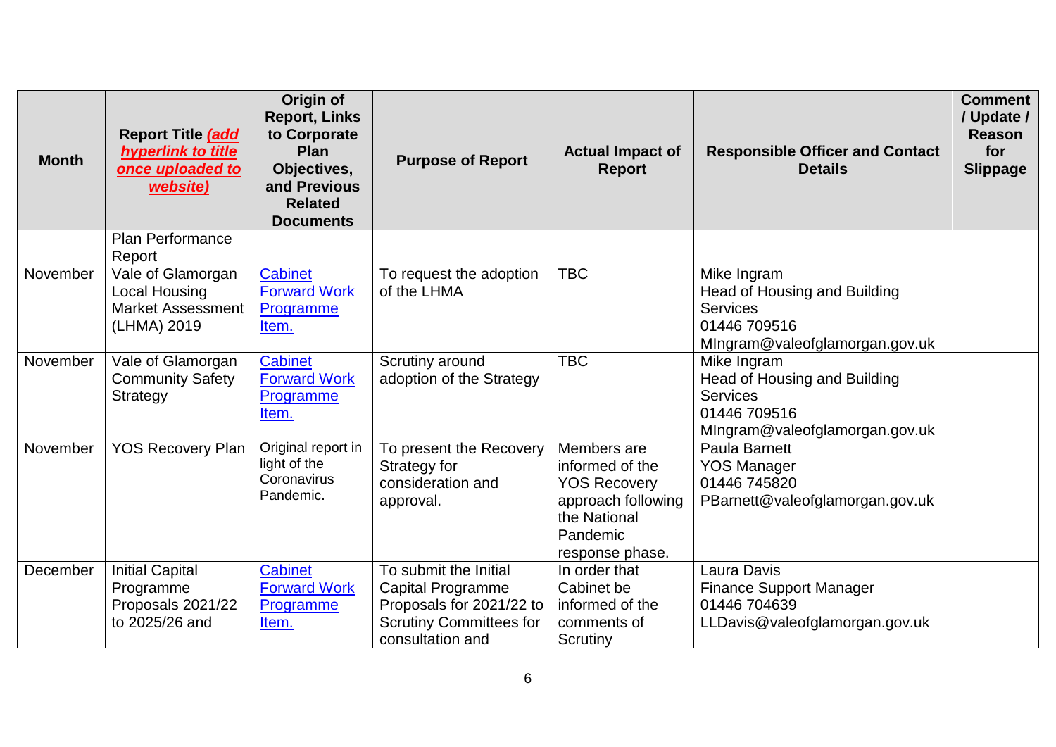| Month | Report Title *(add hyperlink to title once uploaded to website)* | Origin of Report, Links to Corporate Plan Objectives, and Previous Related Documents | Purpose of Report | Actual Impact of Report | Responsible Officer and Contact Details | Comment / Update / Reason for Slippage |
|---|---|---|---|---|---|---|
| | Plan Performance Report | | | | | |
| November | Vale of Glamorgan Local Housing Market Assessment (LHMA) 2019 | Cabinet Forward Work Programme Item. | To request the adoption of the LHMA | TBC | Mike Ingram<br>Head of Housing and Building Services<br>01446 709516<br>MIngram@valeofglamorgan.gov.uk | |
| November | Vale of Glamorgan Community Safety Strategy | Cabinet Forward Work Programme Item. | Scrutiny around adoption of the Strategy | TBC | Mike Ingram<br>Head of Housing and Building Services<br>01446 709516<br>MIngram@valeofglamorgan.gov.uk | |
| November | YOS Recovery Plan | Original report in light of the Coronavirus Pandemic. | To present the Recovery Strategy for consideration and approval. | Members are informed of the YOS Recovery approach following the National Pandemic response phase. | Paula Barnett<br>YOS Manager<br>01446 745820<br>PBarnett@valeofglamorgan.gov.uk | |
| December | Initial Capital Programme Proposals 2021/22 to 2025/26 and | Cabinet Forward Work Programme Item. | To submit the Initial Capital Programme Proposals for 2021/22 to Scrutiny Committees for consultation and | In order that Cabinet be informed of the comments of Scrutiny | Laura Davis<br>Finance Support Manager<br>01446 704639<br>LLDavis@valeofglamorgan.gov.uk | |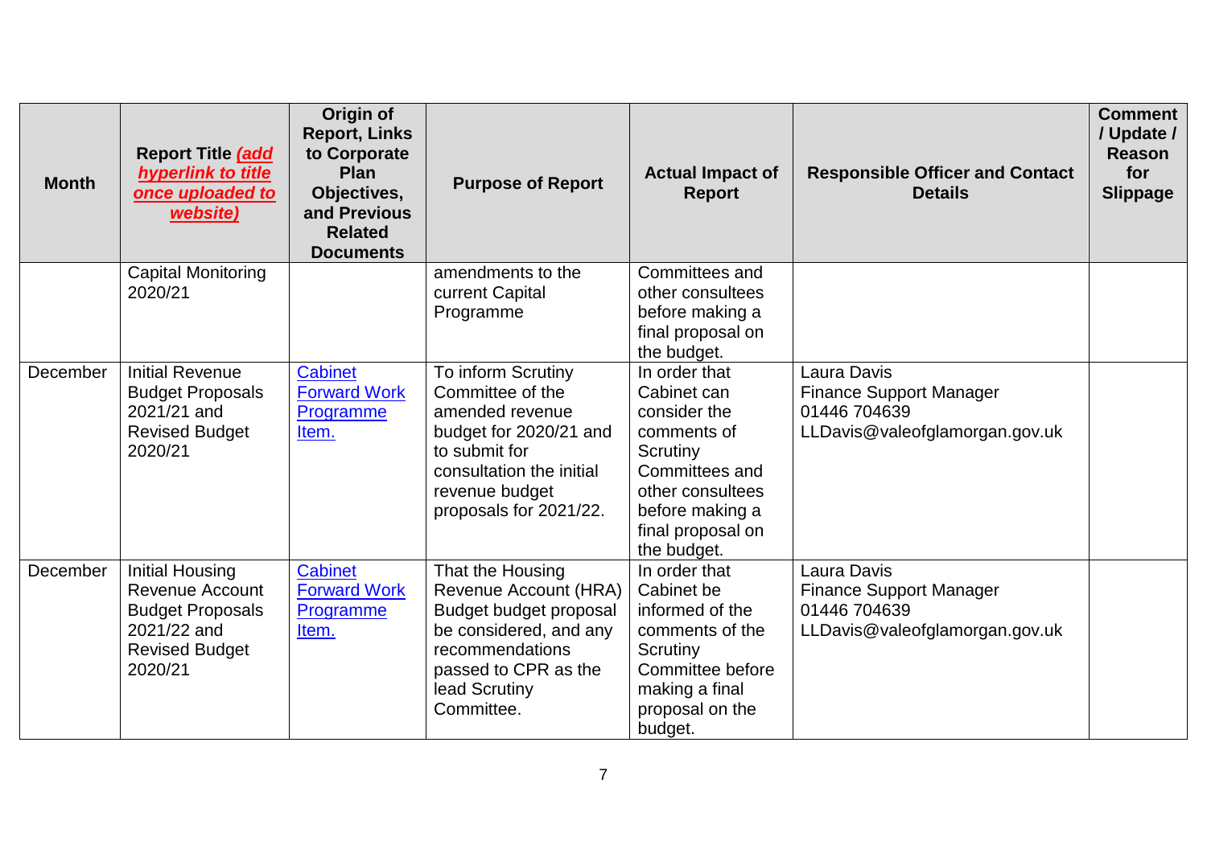| Month | Report Title *(add hyperlink to title once uploaded to website)* | Origin of Report, Links to Corporate Plan Objectives, and Previous Related Documents | Purpose of Report | Actual Impact of Report | Responsible Officer and Contact Details | Comment / Update / Reason for Slippage |
|---|---|---|---|---|---|---|
| | Capital Monitoring 2020/21 | | amendments to the current Capital Programme | Committees and other consultees before making a final proposal on the budget. | | |
| December | Initial Revenue Budget Proposals 2021/21 and Revised Budget 2020/21 | Cabinet Forward Work Programme Item. | To inform Scrutiny Committee of the amended revenue budget for 2020/21 and to submit for consultation the initial revenue budget proposals for 2021/22. | In order that Cabinet can consider the comments of Scrutiny Committees and other consultees before making a final proposal on the budget. | Laura Davis<br>Finance Support Manager<br>01446 704639<br>LLDavis@valeofglamorgan.gov.uk | |
| December | Initial Housing Revenue Account Budget Proposals 2021/22 and Revised Budget 2020/21 | Cabinet Forward Work Programme Item. | That the Housing Revenue Account (HRA) Budget budget proposal be considered, and any recommendations passed to CPR as the lead Scrutiny Committee. | In order that Cabinet be informed of the comments of the Scrutiny Committee before making a final proposal on the budget. | Laura Davis<br>Finance Support Manager<br>01446 704639<br>LLDavis@valeofglamorgan.gov.uk | |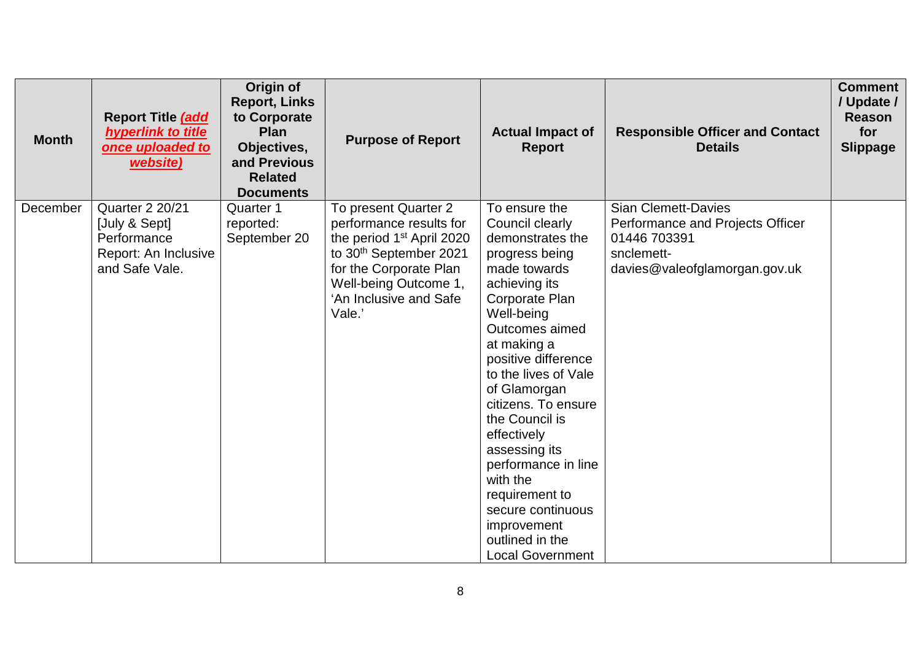| Month | Report Title *(add hyperlink to title once uploaded to website)* | Origin of Report, Links to Corporate Plan Objectives, and Previous Related Documents | Purpose of Report | Actual Impact of Report | Responsible Officer and Contact Details | Comment / Update / Reason for Slippage |
|---|---|---|---|---|---|---|
| December | Quarter 2 20/21 [July & Sept] Performance Report: An Inclusive and Safe Vale. | Quarter 1 reported: September 20 | To present Quarter 2 performance results for the period 1st April 2020 to 30th September 2021 for the Corporate Plan Well-being Outcome 1, 'An Inclusive and Safe Vale.' | To ensure the Council clearly demonstrates the progress being made towards achieving its Corporate Plan Well-being Outcomes aimed at making a positive difference to the lives of Vale of Glamorgan citizens. To ensure the Council is effectively assessing its performance in line with the requirement to secure continuous improvement outlined in the Local Government | Sian Clemett-Davies<br>Performance and Projects Officer<br>01446 703391<br>snclemett-davies@valeofglamorgan.gov.uk | |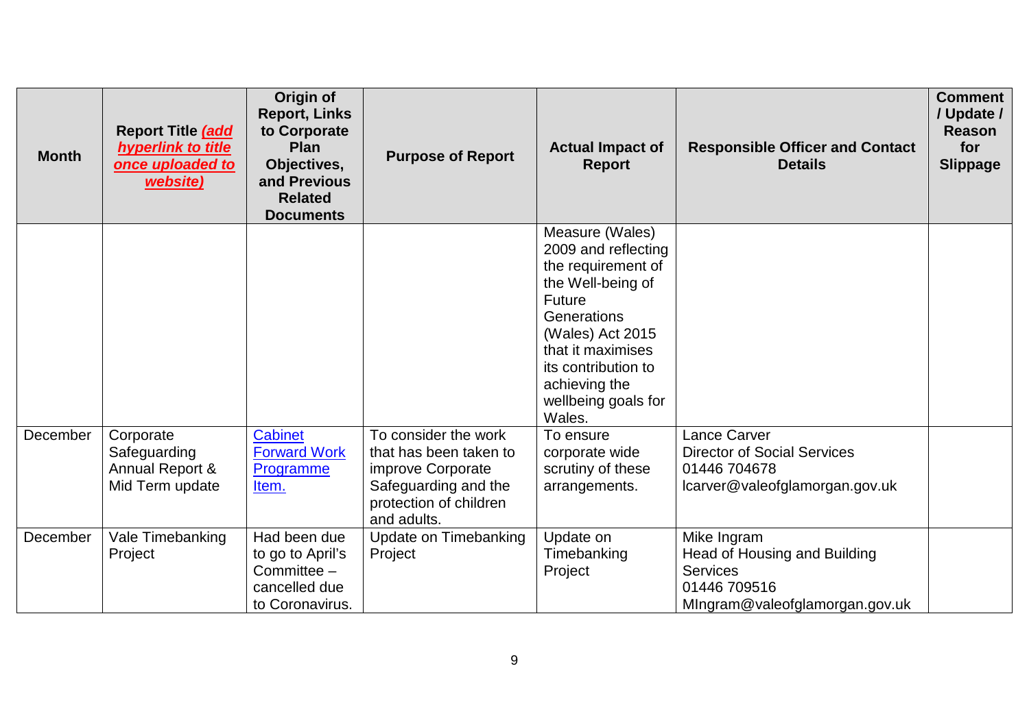| Month | Report Title *(add hyperlink to title once uploaded to website)* | Origin of Report, Links to Corporate Plan Objectives, and Previous Related Documents | Purpose of Report | Actual Impact of Report | Responsible Officer and Contact Details | Comment / Update / Reason for Slippage |
|---|---|---|---|---|---|---|
| | | | | Measure (Wales) 2009 and reflecting the requirement of the Well-being of Future Generations (Wales) Act 2015 that it maximises its contribution to achieving the wellbeing goals for Wales. | | |
| December | Corporate Safeguarding Annual Report & Mid Term update | Cabinet Forward Work Programme Item. | To consider the work that has been taken to improve Corporate Safeguarding and the protection of children and adults. | To ensure corporate wide scrutiny of these arrangements. | Lance Carver<br>Director of Social Services<br>01446 704678<br>lcarver@valeofglamorgan.gov.uk | |
| December | Vale Timebanking Project | Had been due to go to April's Committee – cancelled due to Coronavirus. | Update on Timebanking Project | Update on Timebanking Project | Mike Ingram<br>Head of Housing and Building Services<br>01446 709516<br>MIngram@valeofglamorgan.gov.uk | |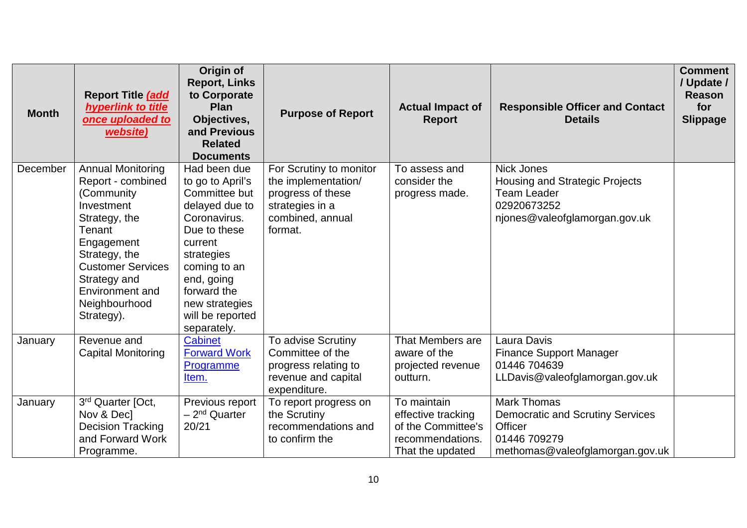| Month | Report Title *(add hyperlink to title once uploaded to website)* | Origin of Report, Links to Corporate Plan Objectives, and Previous Related Documents | Purpose of Report | Actual Impact of Report | Responsible Officer and Contact Details | Comment / Update / Reason for Slippage |
|---|---|---|---|---|---|---|
| December | Annual Monitoring Report - combined (Community Investment Strategy, the Tenant Engagement Strategy, the Customer Services Strategy and Environment and Neighbourhood Strategy). | Had been due to go to April's Committee but delayed due to Coronavirus. Due to these current strategies coming to an end, going forward the new strategies will be reported separately. | For Scrutiny to monitor the implementation/ progress of these strategies in a combined, annual format. | To assess and consider the progress made. | Nick Jones<br>Housing and Strategic Projects Team Leader<br>02920673252<br>njones@valeofglamorgan.gov.uk | |
| January | Revenue and Capital Monitoring | Cabinet Forward Work Programme Item. | To advise Scrutiny Committee of the progress relating to revenue and capital expenditure. | That Members are aware of the projected revenue outturn. | Laura Davis<br>Finance Support Manager<br>01446 704639<br>LLDavis@valeofglamorgan.gov.uk | |
| January | 3rd Quarter [Oct, Nov & Dec] Decision Tracking and Forward Work Programme. | Previous report – 2nd Quarter 20/21 | To report progress on the Scrutiny recommendations and to confirm the | To maintain effective tracking of the Committee's recommendations. That the updated | Mark Thomas<br>Democratic and Scrutiny Services Officer<br>01446 709279<br>methomas@valeofglamorgan.gov.uk | |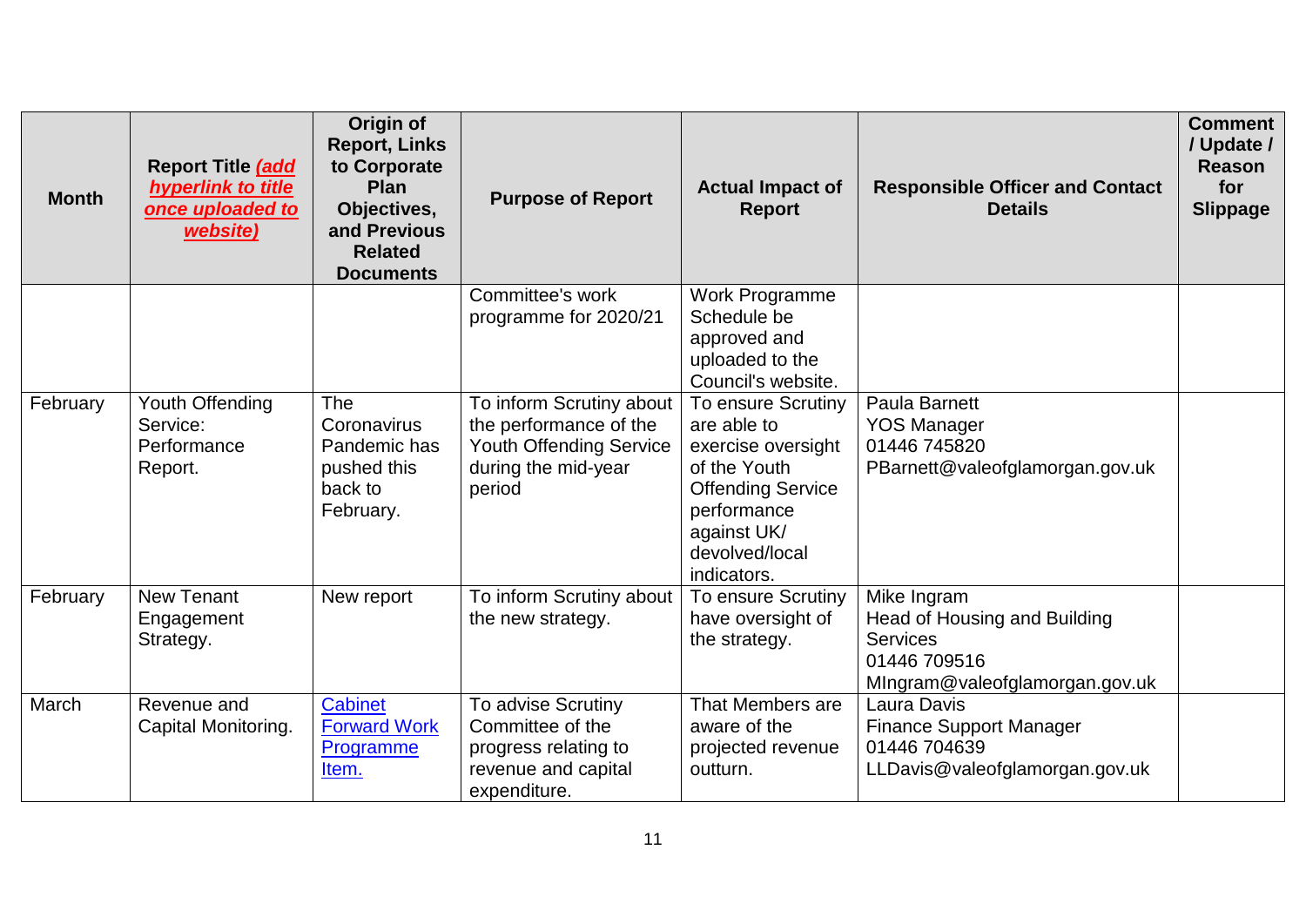| Month | Report Title *(add hyperlink to title once uploaded to website)* | Origin of Report, Links to Corporate Plan Objectives, and Previous Related Documents | Purpose of Report | Actual Impact of Report | Responsible Officer and Contact Details | Comment / Update / Reason for Slippage |
|---|---|---|---|---|---|---|
| | | | Committee's work programme for 2020/21 | Work Programme Schedule be approved and uploaded to the Council's website. | | |
| February | Youth Offending Service: Performance Report. | The Coronavirus Pandemic has pushed this back to February. | To inform Scrutiny about the performance of the Youth Offending Service during the mid-year period | To ensure Scrutiny are able to exercise oversight of the Youth Offending Service performance against UK/ devolved/local indicators. | Paula Barnett<br>YOS Manager<br>01446 745820<br>PBarnett@valeofglamorgan.gov.uk | |
| February | New Tenant Engagement Strategy. | New report | To inform Scrutiny about the new strategy. | To ensure Scrutiny have oversight of the strategy. | Mike Ingram<br>Head of Housing and Building Services<br>01446 709516<br>MIngram@valeofglamorgan.gov.uk | |
| March | Revenue and Capital Monitoring. | Cabinet Forward Work Programme Item. | To advise Scrutiny Committee of the progress relating to revenue and capital expenditure. | That Members are aware of the projected revenue outturn. | Laura Davis<br>Finance Support Manager<br>01446 704639<br>LLDavis@valeofglamorgan.gov.uk | |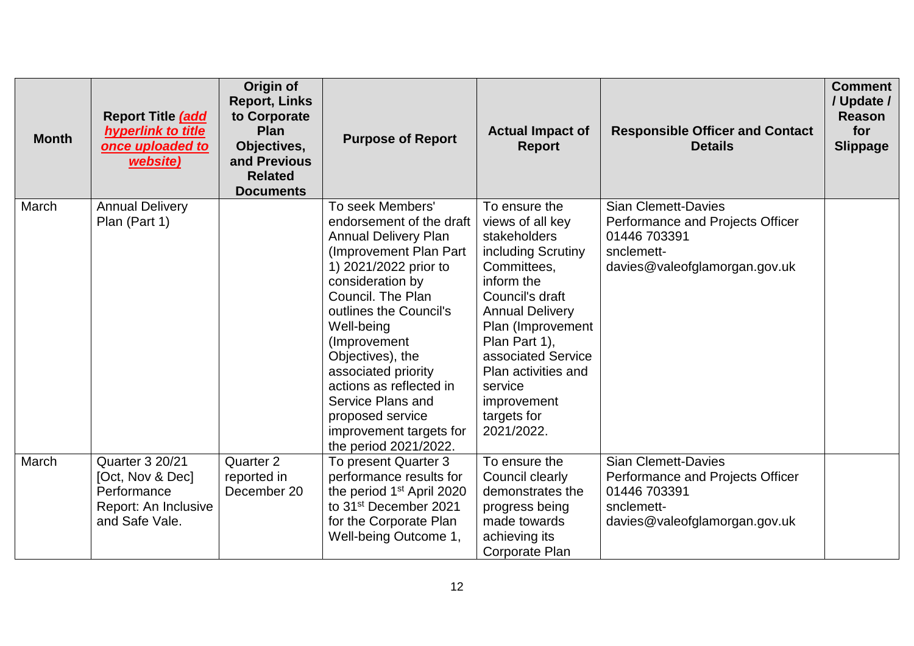| Month | Report Title *__(add hyperlink to title once uploaded to website)__* | Origin of Report, Links to Corporate Plan Objectives, and Previous Related Documents | Purpose of Report | Actual Impact of Report | Responsible Officer and Contact Details | Comment / Update / Reason for Slippage |
|---|---|---|---|---|---|---|
| March | Annual Delivery Plan (Part 1) | | To seek Members' endorsement of the draft Annual Delivery Plan (Improvement Plan Part 1) 2021/2022 prior to consideration by Council. The Plan outlines the Council's Well-being (Improvement Objectives), the associated priority actions as reflected in Service Plans and proposed service improvement targets for the period 2021/2022. | To ensure the views of all key stakeholders including Scrutiny Committees, inform the Council's draft Annual Delivery Plan (Improvement Plan Part 1), associated Service Plan activities and service improvement targets for 2021/2022. | Sian Clemett-Davies Performance and Projects Officer 01446 703391 snclemett-davies@valeofglamorgan.gov.uk | |
| March | Quarter 3 20/21 [Oct, Nov & Dec] Performance Report: An Inclusive and Safe Vale. | Quarter 2 reported in December 20 | To present Quarter 3 performance results for the period 1st April 2020 to 31st December 2021 for the Corporate Plan Well-being Outcome 1, | To ensure the Council clearly demonstrates the progress being made towards achieving its Corporate Plan | Sian Clemett-Davies Performance and Projects Officer 01446 703391 snclemett-davies@valeofglamorgan.gov.uk | |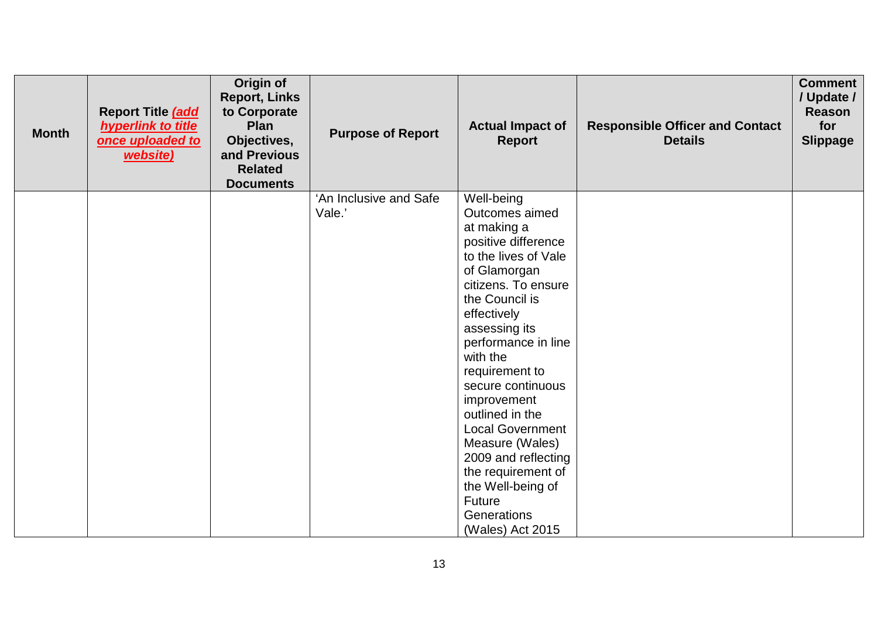| Month | Report Title *(add hyperlink to title once uploaded to website)* | Origin of Report, Links to Corporate Plan Objectives, and Previous Related Documents | Purpose of Report | Actual Impact of Report | Responsible Officer and Contact Details | Comment / Update / Reason for Slippage |
|---|---|---|---|---|---|---|
| | | | 'An Inclusive and Safe Vale.' | Well-being Outcomes aimed at making a positive difference to the lives of Vale of Glamorgan citizens. To ensure the Council is effectively assessing its performance in line with the requirement to secure continuous improvement outlined in the Local Government Measure (Wales) 2009 and reflecting the requirement of the Well-being of Future Generations (Wales) Act 2015 | | |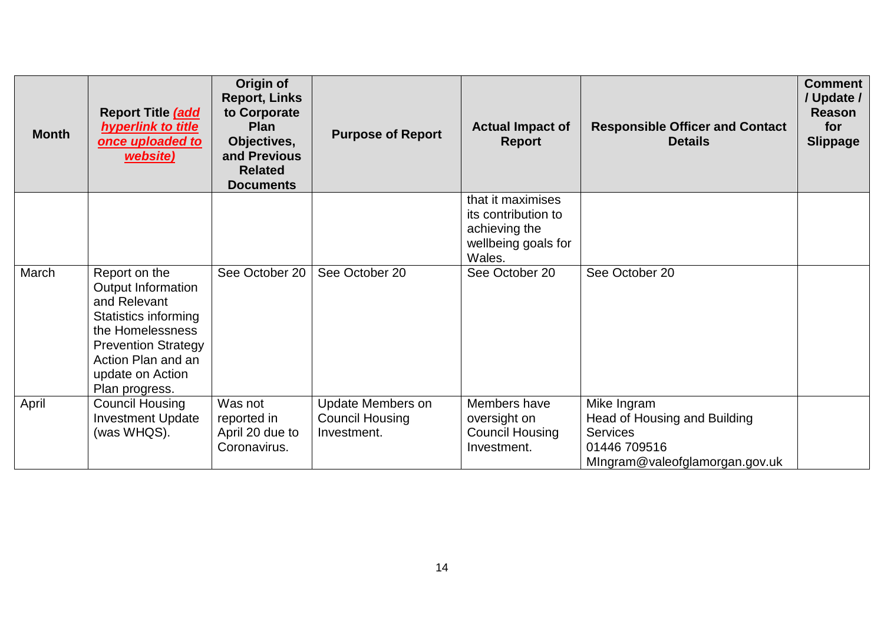| Month | Report Title *(add hyperlink to title once uploaded to website)* | Origin of Report, Links to Corporate Plan Objectives, and Previous Related Documents | Purpose of Report | Actual Impact of Report | Responsible Officer and Contact Details | Comment / Update / Reason for Slippage |
|---|---|---|---|---|---|---|
| | | | | that it maximises its contribution to achieving the wellbeing goals for Wales. | | |
| March | Report on the Output Information and Relevant Statistics informing the Homelessness Prevention Strategy Action Plan and an update on Action Plan progress. | See October 20 | See October 20 | See October 20 | See October 20 | |
| April | Council Housing Investment Update (was WHQS). | Was not reported in April 20 due to Coronavirus. | Update Members on Council Housing Investment. | Members have oversight on Council Housing Investment. | Mike Ingram<br>Head of Housing and Building Services<br>01446 709516<br>MIngram@valeofglamorgan.gov.uk | |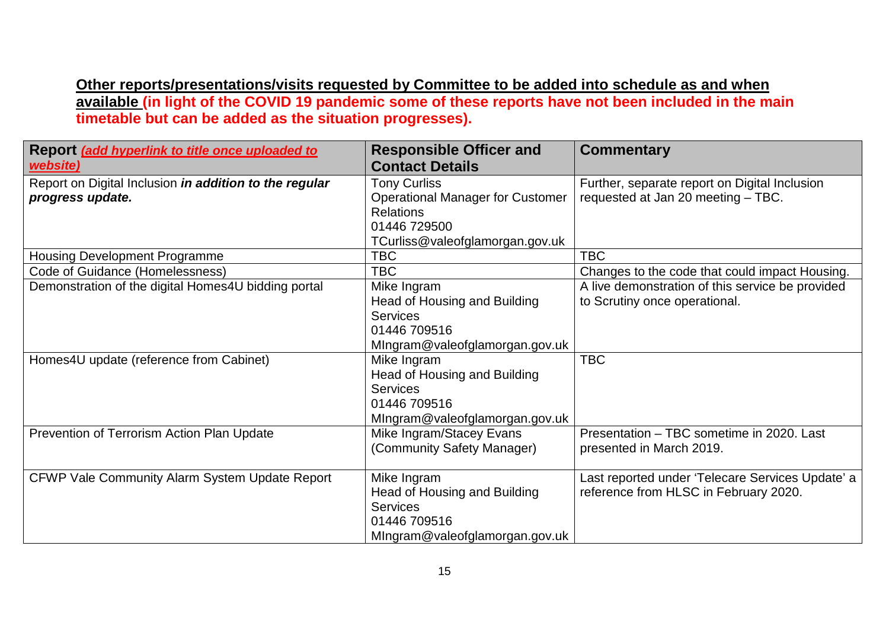**Other reports/presentations/visits requested by Committee to be added into schedule as and when available (in light of the COVID 19 pandemic some of these reports have not been included in the main timetable but can be added as the situation progresses).**

| **Report** ***(add hyperlink to title once uploaded to website)*** | **Responsible Officer and Contact Details** | **Commentary** |
|---|---|---|
| Report on Digital Inclusion ***in addition to the regular progress update.*** | Tony Curliss<br>Operational Manager for Customer Relations<br>01446 729500<br>TCurliss@valeofglamorgan.gov.uk | Further, separate report on Digital Inclusion requested at Jan 20 meeting – TBC. |
| Housing Development Programme | TBC | TBC |
| Code of Guidance (Homelessness) | TBC | Changes to the code that could impact Housing. |
| Demonstration of the digital Homes4U bidding portal | Mike Ingram<br>Head of Housing and Building Services<br>01446 709516<br>MIngram@valeofglamorgan.gov.uk | A live demonstration of this service be provided to Scrutiny once operational. |
| Homes4U update (reference from Cabinet) | Mike Ingram<br>Head of Housing and Building Services<br>01446 709516<br>MIngram@valeofglamorgan.gov.uk | TBC |
| Prevention of Terrorism Action Plan Update | Mike Ingram/Stacey Evans (Community Safety Manager) | Presentation – TBC sometime in 2020. Last presented in March 2019. |
| CFWP Vale Community Alarm System Update Report | Mike Ingram<br>Head of Housing and Building Services<br>01446 709516<br>MIngram@valeofglamorgan.gov.uk | Last reported under 'Telecare Services Update' a reference from HLSC in February 2020. |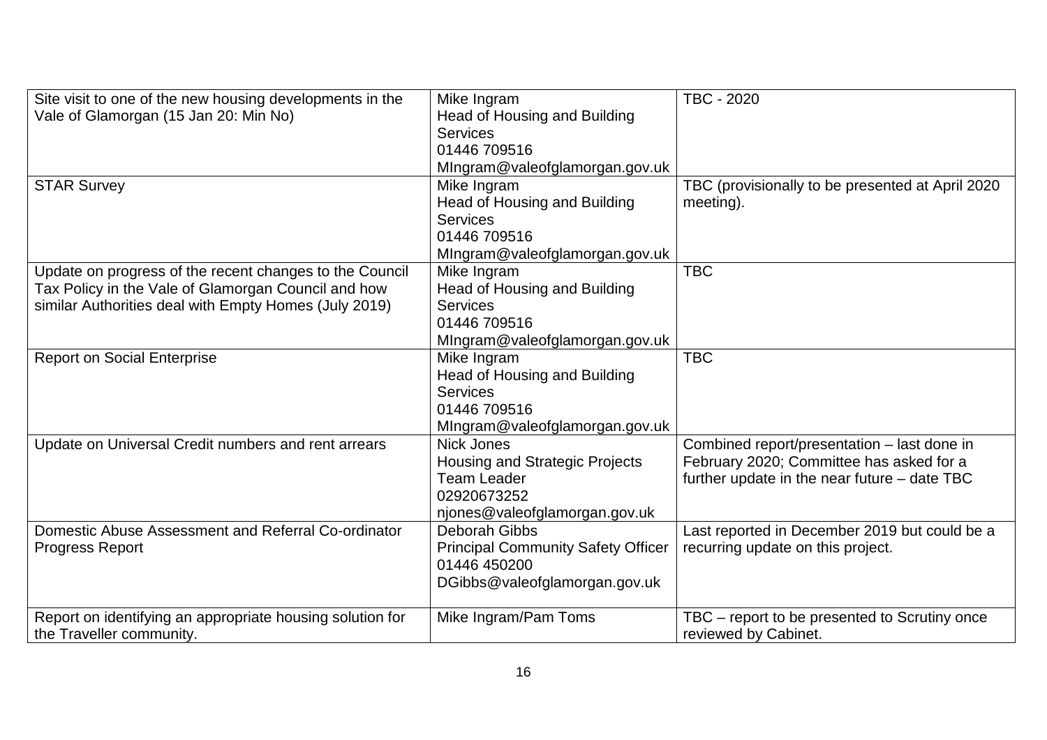| | | |
|---|---|---|
| Site visit to one of the new housing developments in the Vale of Glamorgan (15 Jan 20: Min No) | Mike Ingram<br>Head of Housing and Building Services<br>01446 709516<br>MIngram@valeofglamorgan.gov.uk | TBC - 2020 |
| STAR Survey | Mike Ingram<br>Head of Housing and Building Services<br>01446 709516<br>MIngram@valeofglamorgan.gov.uk | TBC (provisionally to be presented at April 2020 meeting). |
| Update on progress of the recent changes to the Council Tax Policy in the Vale of Glamorgan Council and how similar Authorities deal with Empty Homes (July 2019) | Mike Ingram<br>Head of Housing and Building Services<br>01446 709516<br>MIngram@valeofglamorgan.gov.uk | TBC |
| Report on Social Enterprise | Mike Ingram<br>Head of Housing and Building Services<br>01446 709516<br>MIngram@valeofglamorgan.gov.uk | TBC |
| Update on Universal Credit numbers and rent arrears | Nick Jones<br>Housing and Strategic Projects Team Leader<br>02920673252<br>njones@valeofglamorgan.gov.uk | Combined report/presentation – last done in February 2020; Committee has asked for a further update in the near future – date TBC |
| Domestic Abuse Assessment and Referral Co-ordinator Progress Report | Deborah Gibbs<br>Principal Community Safety Officer<br>01446 450200<br>DGibbs@valeofglamorgan.gov.uk | Last reported in December 2019 but could be a recurring update on this project. |
| Report on identifying an appropriate housing solution for the Traveller community. | Mike Ingram/Pam Toms | TBC – report to be presented to Scrutiny once reviewed by Cabinet. |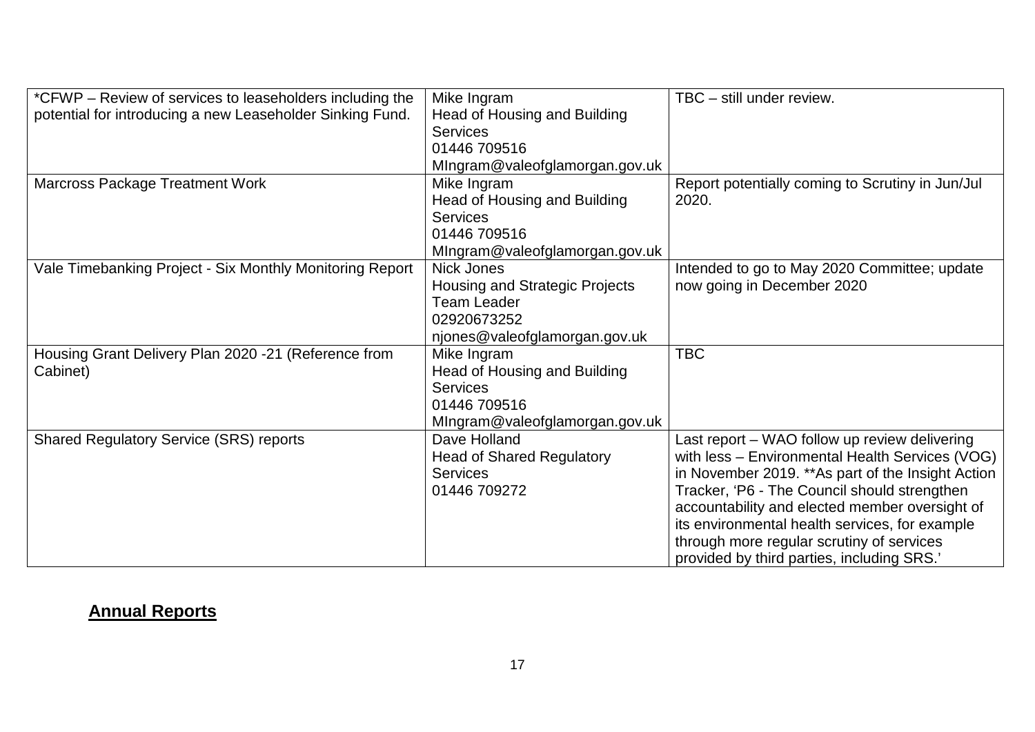| *CFWP – Review of services to leaseholders including the potential for introducing a new Leaseholder Sinking Fund. | Mike Ingram<br>Head of Housing and Building Services<br>01446 709516<br>MIngram@valeofglamorgan.gov.uk | TBC – still under review. |
|---|---|---|
| Marcross Package Treatment Work | Mike Ingram<br>Head of Housing and Building Services<br>01446 709516<br>MIngram@valeofglamorgan.gov.uk | Report potentially coming to Scrutiny in Jun/Jul 2020. |
| Vale Timebanking Project - Six Monthly Monitoring Report | Nick Jones<br>Housing and Strategic Projects Team Leader<br>02920673252<br>njones@valeofglamorgan.gov.uk | Intended to go to May 2020 Committee; update now going in December 2020 |
| Housing Grant Delivery Plan 2020 -21 (Reference from Cabinet) | Mike Ingram<br>Head of Housing and Building Services<br>01446 709516<br>MIngram@valeofglamorgan.gov.uk | TBC |
| Shared Regulatory Service (SRS) reports | Dave Holland<br>Head of Shared Regulatory Services<br>01446 709272 | Last report – WAO follow up review delivering with less – Environmental Health Services (VOG) in November 2019. **As part of the Insight Action Tracker, 'P6 - The Council should strengthen accountability and elected member oversight of its environmental health services, for example through more regular scrutiny of services provided by third parties, including SRS.' |

## **Annual Reports**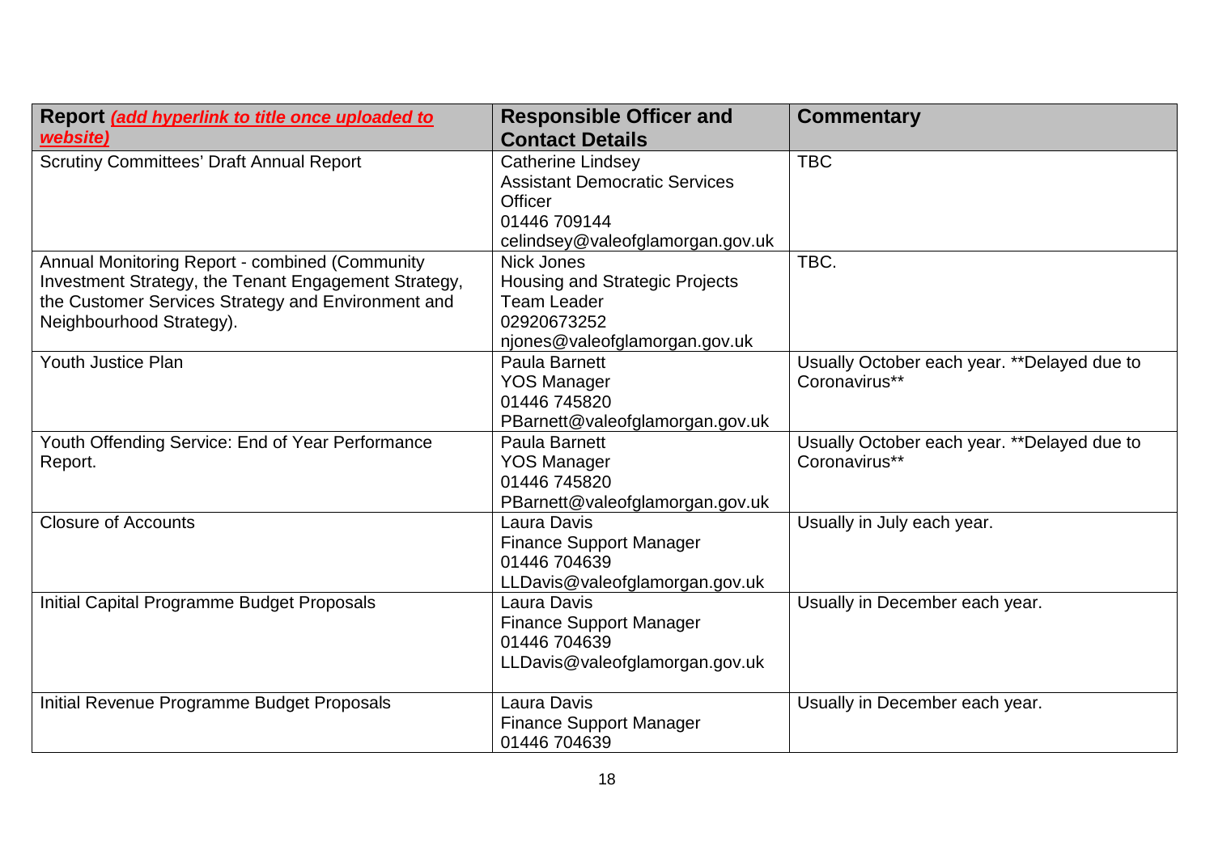| Report ***(add hyperlink to title once uploaded to website)*** | Responsible Officer and Contact Details | Commentary |
|---|---|---|
| Scrutiny Committees' Draft Annual Report | Catherine Lindsey<br>Assistant Democratic Services Officer<br>01446 709144<br>celindsey@valeofglamorgan.gov.uk | TBC |
| Annual Monitoring Report - combined (Community Investment Strategy, the Tenant Engagement Strategy, the Customer Services Strategy and Environment and Neighbourhood Strategy). | Nick Jones<br>Housing and Strategic Projects Team Leader<br>02920673252<br>njones@valeofglamorgan.gov.uk | TBC. |
| Youth Justice Plan | Paula Barnett<br>YOS Manager<br>01446 745820<br>PBarnett@valeofglamorgan.gov.uk | Usually October each year. **Delayed due to Coronavirus** |
| Youth Offending Service: End of Year Performance Report. | Paula Barnett<br>YOS Manager<br>01446 745820<br>PBarnett@valeofglamorgan.gov.uk | Usually October each year. **Delayed due to Coronavirus** |
| Closure of Accounts | Laura Davis<br>Finance Support Manager<br>01446 704639<br>LLDavis@valeofglamorgan.gov.uk | Usually in July each year. |
| Initial Capital Programme Budget Proposals | Laura Davis<br>Finance Support Manager<br>01446 704639<br>LLDavis@valeofglamorgan.gov.uk | Usually in December each year. |
| Initial Revenue Programme Budget Proposals | Laura Davis<br>Finance Support Manager<br>01446 704639 | Usually in December each year. |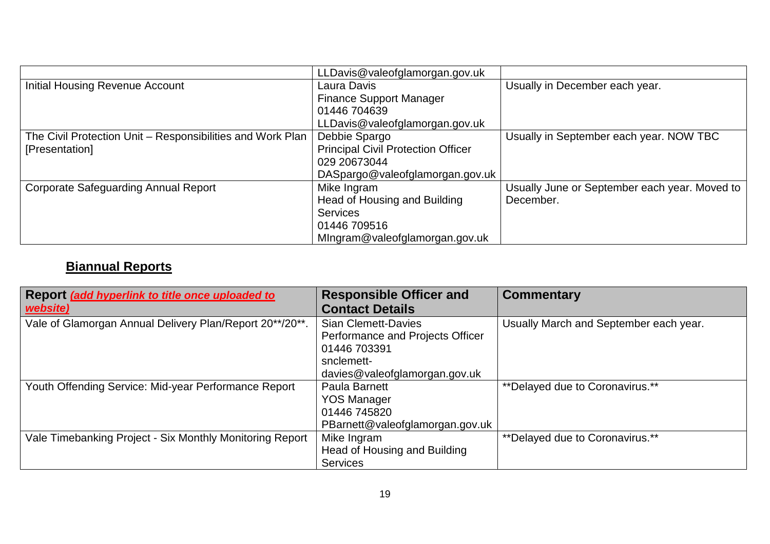| | | |
|---|---|---|
| | LLDavis@valeofglamorgan.gov.uk | |
| Initial Housing Revenue Account | Laura Davis<br>Finance Support Manager<br>01446 704639<br>LLDavis@valeofglamorgan.gov.uk | Usually in December each year. |
| The Civil Protection Unit – Responsibilities and Work Plan [Presentation] | Debbie Spargo<br>Principal Civil Protection Officer<br>029 20673044<br>DASpargo@valeofglamorgan.gov.uk | Usually in September each year. NOW TBC |
| Corporate Safeguarding Annual Report | Mike Ingram<br>Head of Housing and Building Services<br>01446 709516<br>MIngram@valeofglamorgan.gov.uk | Usually June or September each year. Moved to December. |

## Biannual Reports

| **Report** ***(add hyperlink to title once uploaded to website)*** | **Responsible Officer and Contact Details** | **Commentary** |
|---|---|---|
| Vale of Glamorgan Annual Delivery Plan/Report 20**/20**. | Sian Clemett-Davies<br>Performance and Projects Officer<br>01446 703391<br>snclemett-davies@valeofglamorgan.gov.uk | Usually March and September each year. |
| Youth Offending Service: Mid-year Performance Report | Paula Barnett<br>YOS Manager<br>01446 745820<br>PBarnett@valeofglamorgan.gov.uk | **Delayed due to Coronavirus.** |
| Vale Timebanking Project - Six Monthly Monitoring Report | Mike Ingram<br>Head of Housing and Building Services | **Delayed due to Coronavirus.** |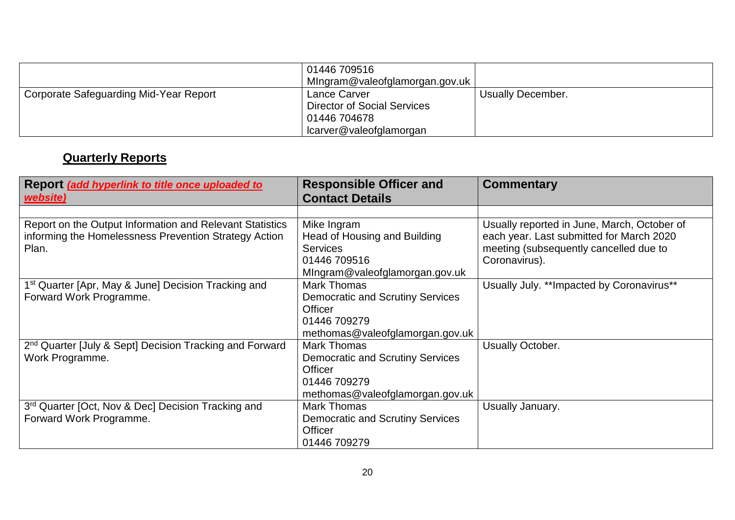| | 01446 709516<br>MIngram@valeofglamorgan.gov.uk | |
|---|---|---|
| Corporate Safeguarding Mid-Year Report | Lance Carver<br>Director of Social Services<br>01446 704678<br>lcarver@valeofglamorgan | Usually December. |

## Quarterly Reports

| **Report** ***(add hyperlink to title once uploaded to website)*** | **Responsible Officer and Contact Details** | **Commentary** |
|---|---|---|
| | | |
| Report on the Output Information and Relevant Statistics informing the Homelessness Prevention Strategy Action Plan. | Mike Ingram<br>Head of Housing and Building Services<br>01446 709516<br>MIngram@valeofglamorgan.gov.uk | Usually reported in June, March, October of each year. Last submitted for March 2020 meeting (subsequently cancelled due to Coronavirus). |
| 1st Quarter [Apr, May & June] Decision Tracking and Forward Work Programme. | Mark Thomas<br>Democratic and Scrutiny Services Officer<br>01446 709279<br>methomas@valeofglamorgan.gov.uk | Usually July. **Impacted by Coronavirus** |
| 2nd Quarter [July & Sept] Decision Tracking and Forward Work Programme. | Mark Thomas<br>Democratic and Scrutiny Services Officer<br>01446 709279<br>methomas@valeofglamorgan.gov.uk | Usually October. |
| 3rd Quarter [Oct, Nov & Dec] Decision Tracking and Forward Work Programme. | Mark Thomas<br>Democratic and Scrutiny Services Officer<br>01446 709279 | Usually January. |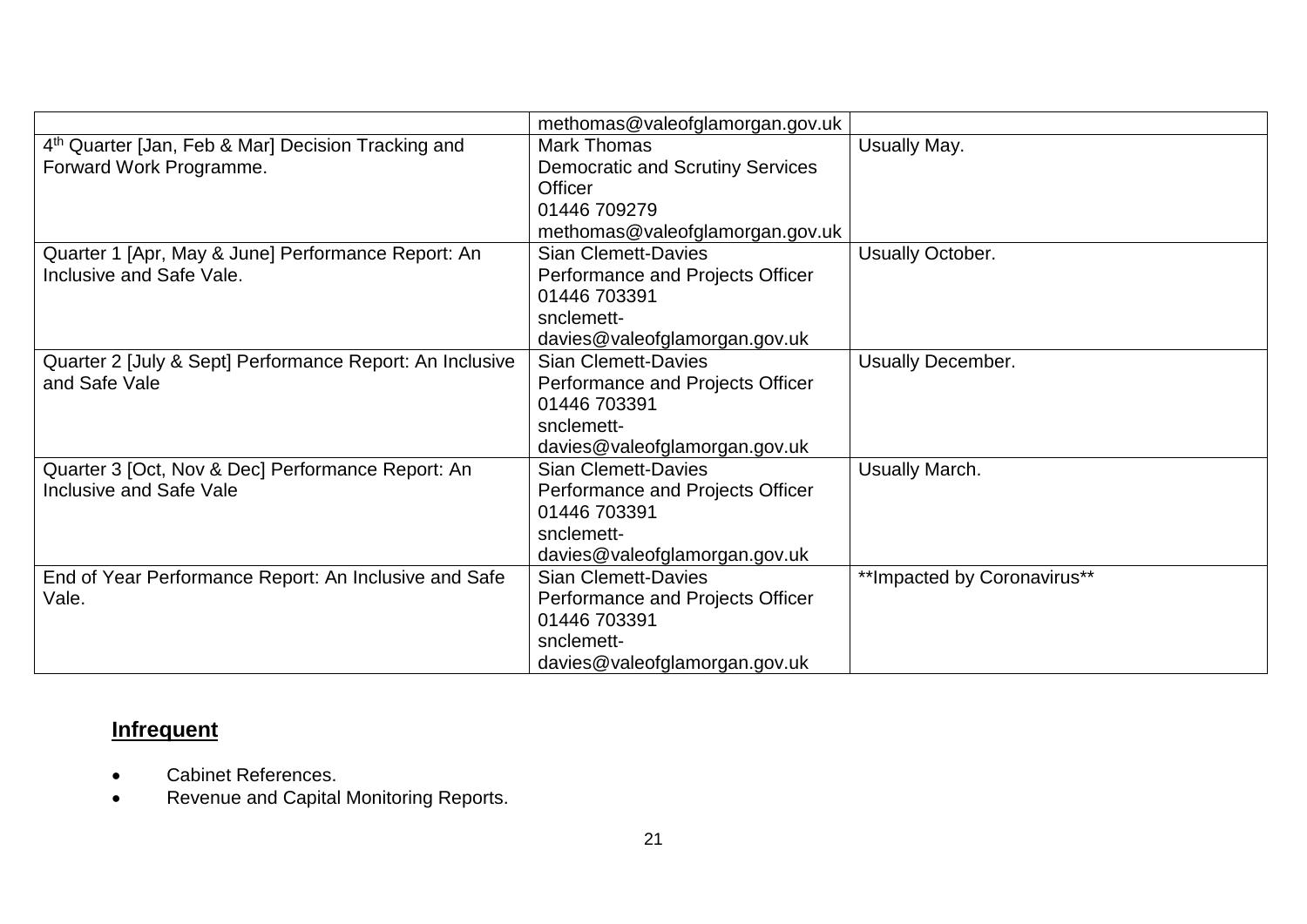| | | |
|---|---|---|
| | methomas@valeofglamorgan.gov.uk | |
| 4th Quarter [Jan, Feb & Mar] Decision Tracking and Forward Work Programme. | Mark Thomas<br>Democratic and Scrutiny Services Officer<br>01446 709279<br>methomas@valeofglamorgan.gov.uk | Usually May. |
| Quarter 1 [Apr, May & June] Performance Report: An Inclusive and Safe Vale. | Sian Clemett-Davies<br>Performance and Projects Officer<br>01446 703391<br>snclemett-davies@valeofglamorgan.gov.uk | Usually October. |
| Quarter 2 [July & Sept] Performance Report: An Inclusive and Safe Vale | Sian Clemett-Davies<br>Performance and Projects Officer<br>01446 703391<br>snclemett-davies@valeofglamorgan.gov.uk | Usually December. |
| Quarter 3 [Oct, Nov & Dec] Performance Report: An Inclusive and Safe Vale | Sian Clemett-Davies<br>Performance and Projects Officer<br>01446 703391<br>snclemett-davies@valeofglamorgan.gov.uk | Usually March. |
| End of Year Performance Report: An Inclusive and Safe Vale. | Sian Clemett-Davies<br>Performance and Projects Officer<br>01446 703391<br>snclemett-davies@valeofglamorgan.gov.uk | **Impacted by Coronavirus** |

## Infrequent

- Cabinet References.
- Revenue and Capital Monitoring Reports.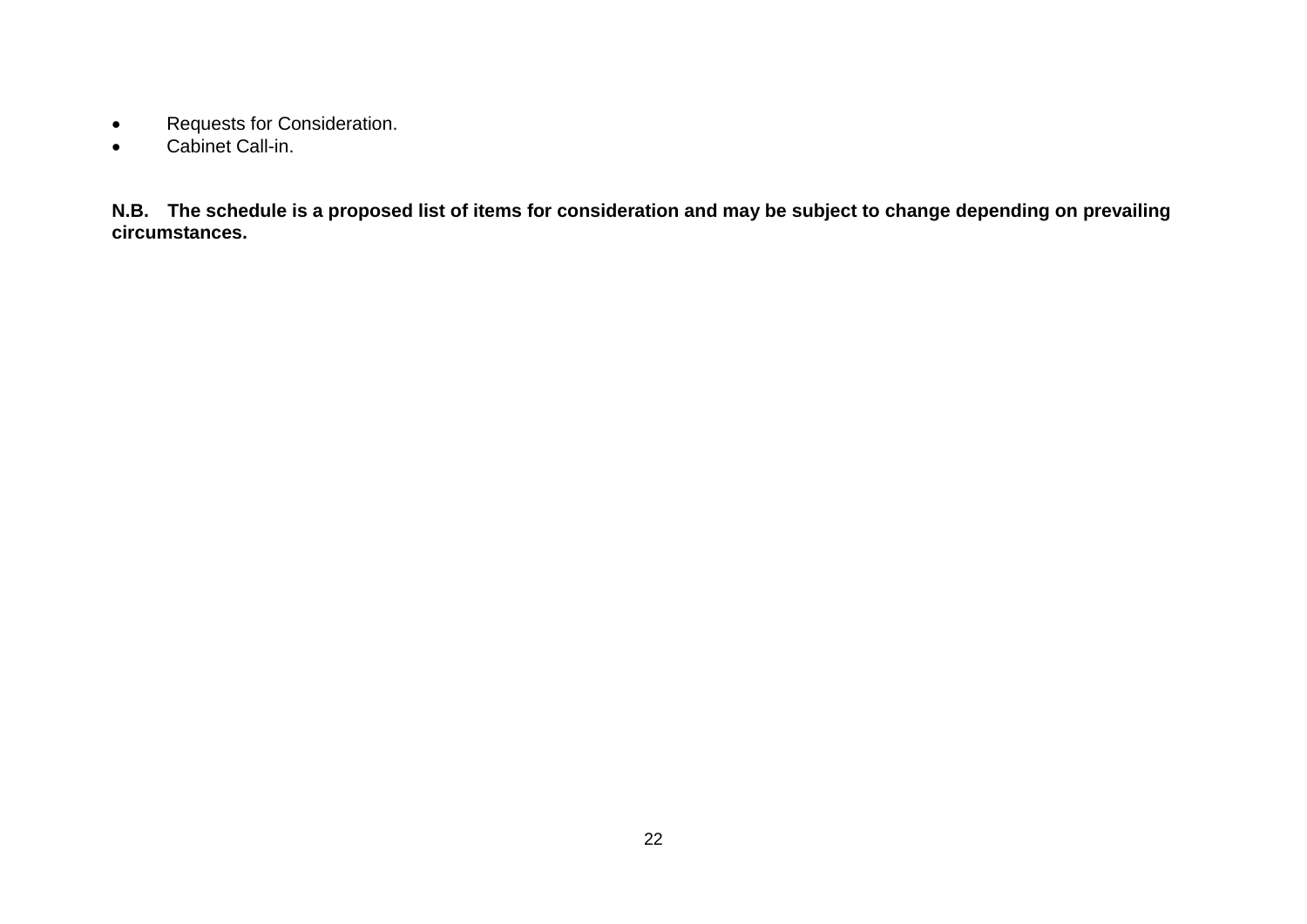- Requests for Consideration.
- Cabinet Call-in.

**N.B. The schedule is a proposed list of items for consideration and may be subject to change depending on prevailing circumstances.**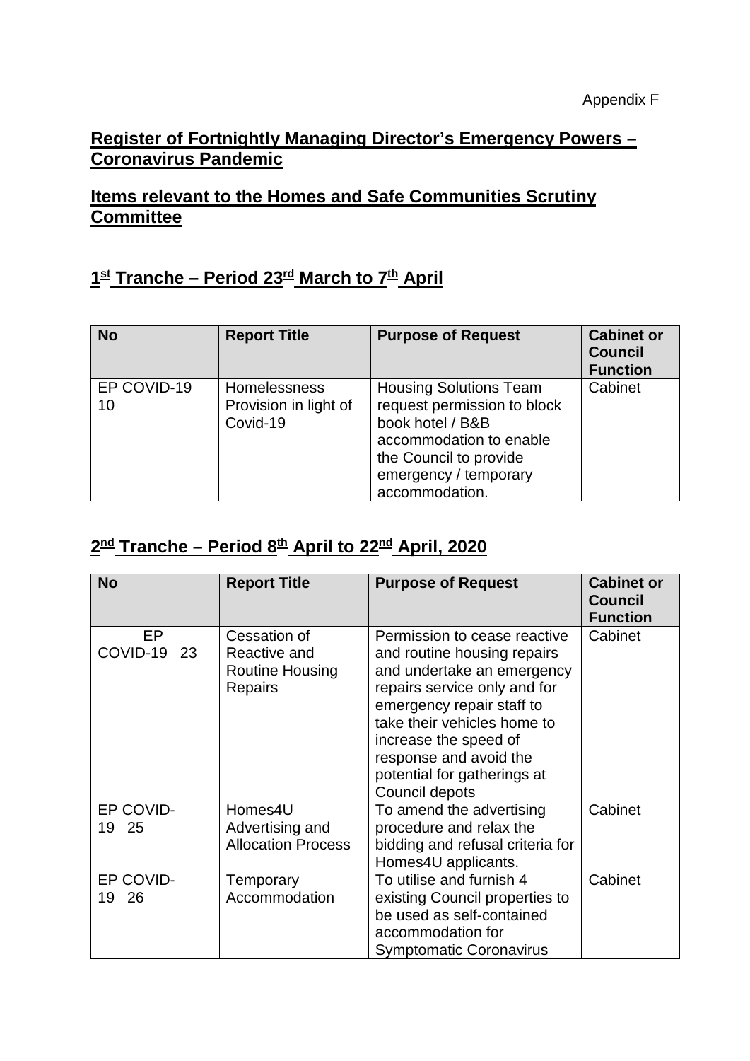Appendix F

## Register of Fortnightly Managing Director's Emergency Powers – Coronavirus Pandemic

## Items relevant to the Homes and Safe Communities Scrutiny Committee

## 1st Tranche – Period 23rd March to 7th April

| No | Report Title | Purpose of Request | Cabinet or Council Function |
|---|---|---|---|
| EP COVID-19 10 | Homelessness Provision in light of Covid-19 | Housing Solutions Team request permission to block book hotel / B&B accommodation to enable the Council to provide emergency / temporary accommodation. | Cabinet |

## 2nd Tranche – Period 8th April to 22nd April, 2020

| No | Report Title | Purpose of Request | Cabinet or Council Function |
|---|---|---|---|
| EP COVID-19 23 | Cessation of Reactive and Routine Housing Repairs | Permission to cease reactive and routine housing repairs and undertake an emergency repairs service only and for emergency repair staff to take their vehicles home to increase the speed of response and avoid the potential for gatherings at Council depots | Cabinet |
| EP COVID-19 25 | Homes4U Advertising and Allocation Process | To amend the advertising procedure and relax the bidding and refusal criteria for Homes4U applicants. | Cabinet |
| EP COVID-19 26 | Temporary Accommodation | To utilise and furnish 4 existing Council properties to be used as self-contained accommodation for Symptomatic Coronavirus | Cabinet |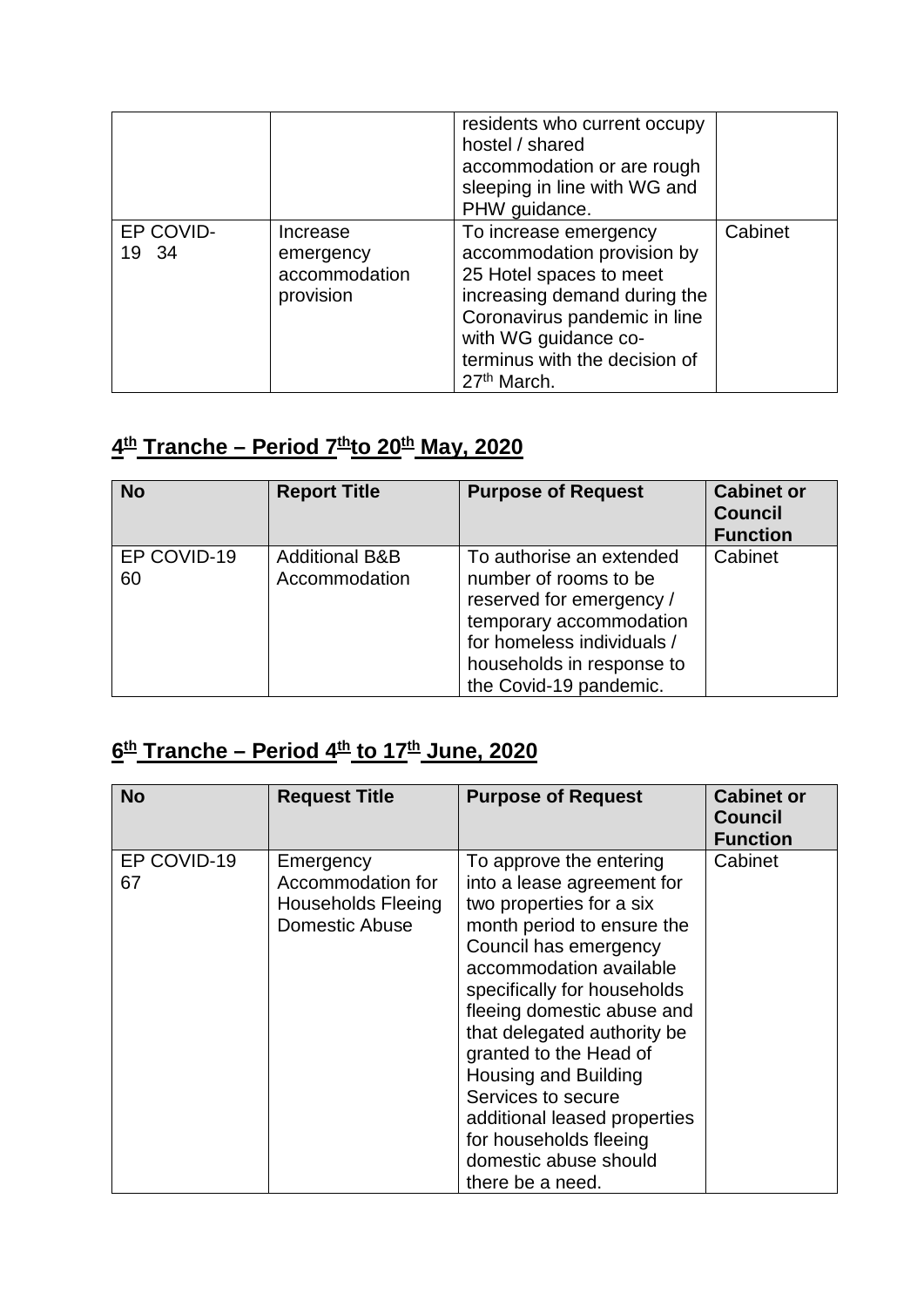| | | residents who current occupy hostel / shared accommodation or are rough sleeping in line with WG and PHW guidance. | |
|---|---|---|---|
| EP COVID-19 34 | Increase emergency accommodation provision | To increase emergency accommodation provision by 25 Hotel spaces to meet increasing demand during the Coronavirus pandemic in line with WG guidance co-terminus with the decision of 27th March. | Cabinet |

## 4th Tranche – Period 7th to 20th May, 2020

| No | Report Title | Purpose of Request | Cabinet or Council Function |
|---|---|---|---|
| EP COVID-19 60 | Additional B&B Accommodation | To authorise an extended number of rooms to be reserved for emergency / temporary accommodation for homeless individuals / households in response to the Covid-19 pandemic. | Cabinet |

## 6th Tranche – Period 4th to 17th June, 2020

| No | Request Title | Purpose of Request | Cabinet or Council Function |
|---|---|---|---|
| EP COVID-19 67 | Emergency Accommodation for Households Fleeing Domestic Abuse | To approve the entering into a lease agreement for two properties for a six month period to ensure the Council has emergency accommodation available specifically for households fleeing domestic abuse and that delegated authority be granted to the Head of Housing and Building Services to secure additional leased properties for households fleeing domestic abuse should there be a need. | Cabinet |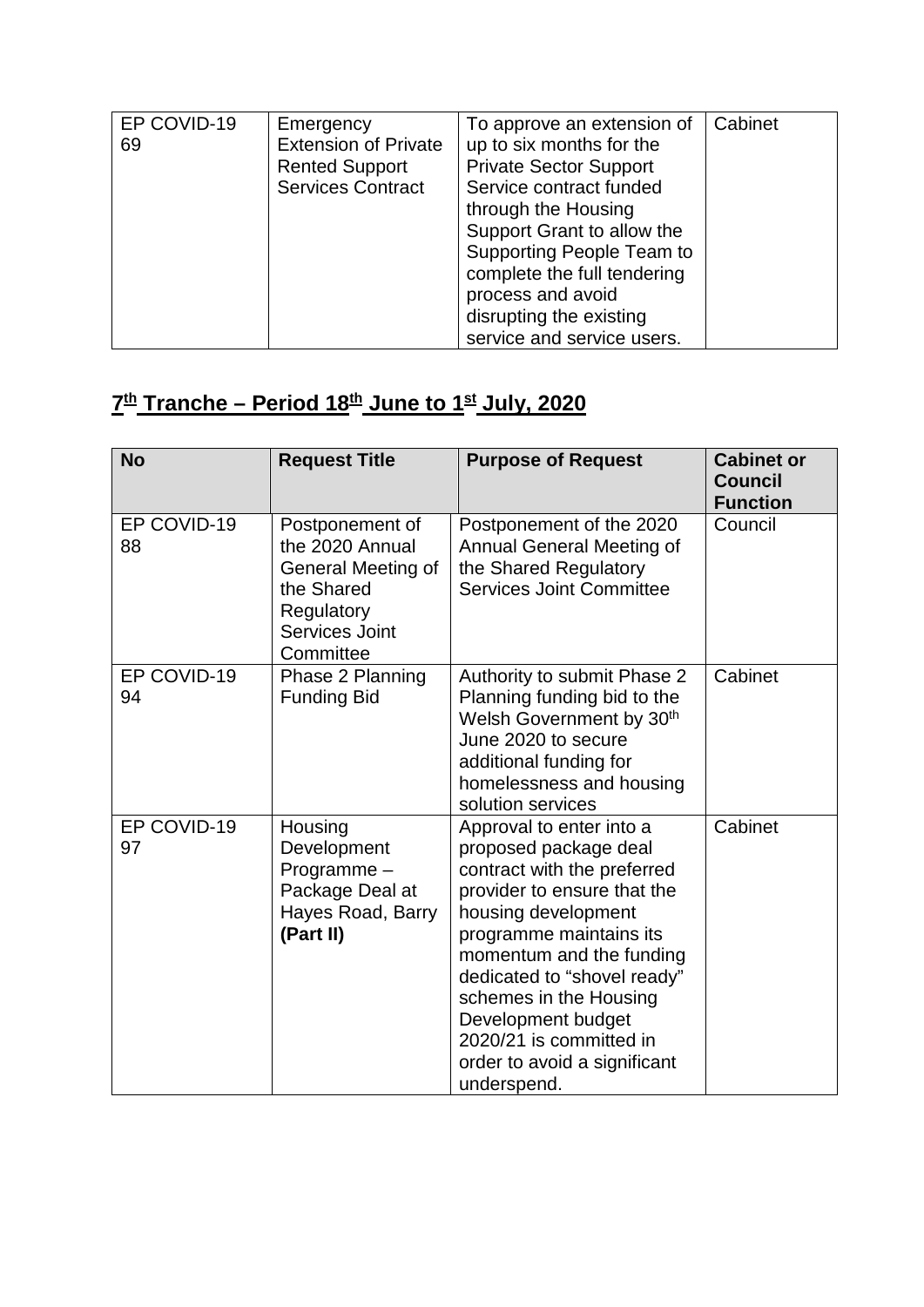| EP COVID-19 69 | Emergency Extension of Private Rented Support Services Contract | To approve an extension of up to six months for the Private Sector Support Service contract funded through the Housing Support Grant to allow the Supporting People Team to complete the full tendering process and avoid disrupting the existing service and service users. | Cabinet |
|---|---|---|---|

## 7th Tranche – Period 18th June to 1st July, 2020

| No | Request Title | Purpose of Request | Cabinet or Council Function |
|---|---|---|---|
| EP COVID-19 88 | Postponement of the 2020 Annual General Meeting of the Shared Regulatory Services Joint Committee | Postponement of the 2020 Annual General Meeting of the Shared Regulatory Services Joint Committee | Council |
| EP COVID-19 94 | Phase 2 Planning Funding Bid | Authority to submit Phase 2 Planning funding bid to the Welsh Government by 30th June 2020 to secure additional funding for homelessness and housing solution services | Cabinet |
| EP COVID-19 97 | Housing Development Programme – Package Deal at Hayes Road, Barry **(Part II)** | Approval to enter into a proposed package deal contract with the preferred provider to ensure that the housing development programme maintains its momentum and the funding dedicated to "shovel ready" schemes in the Housing Development budget 2020/21 is committed in order to avoid a significant underspend. | Cabinet |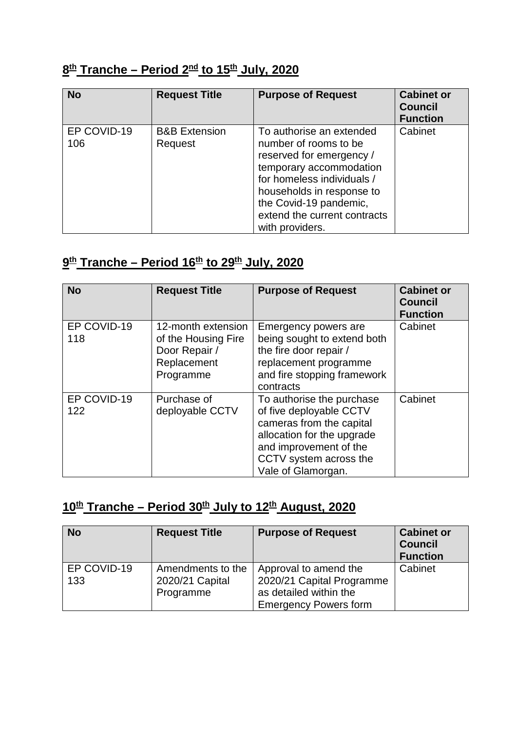## 8th Tranche – Period 2nd to 15th July, 2020

| No | Request Title | Purpose of Request | Cabinet or Council Function |
|---|---|---|---|
| EP COVID-19 106 | B&B Extension Request | To authorise an extended number of rooms to be reserved for emergency / temporary accommodation for homeless individuals / households in response to the Covid-19 pandemic, extend the current contracts with providers. | Cabinet |

## 9th Tranche – Period 16th to 29th July, 2020

| No | Request Title | Purpose of Request | Cabinet or Council Function |
|---|---|---|---|
| EP COVID-19 118 | 12-month extension of the Housing Fire Door Repair / Replacement Programme | Emergency powers are being sought to extend both the fire door repair / replacement programme and fire stopping framework contracts | Cabinet |
| EP COVID-19 122 | Purchase of deployable CCTV | To authorise the purchase of five deployable CCTV cameras from the capital allocation for the upgrade and improvement of the CCTV system across the Vale of Glamorgan. | Cabinet |

## 10th Tranche – Period 30th July to 12th August, 2020

| No | Request Title | Purpose of Request | Cabinet or Council Function |
|---|---|---|---|
| EP COVID-19 133 | Amendments to the 2020/21 Capital Programme | Approval to amend the 2020/21 Capital Programme as detailed within the Emergency Powers form | Cabinet |